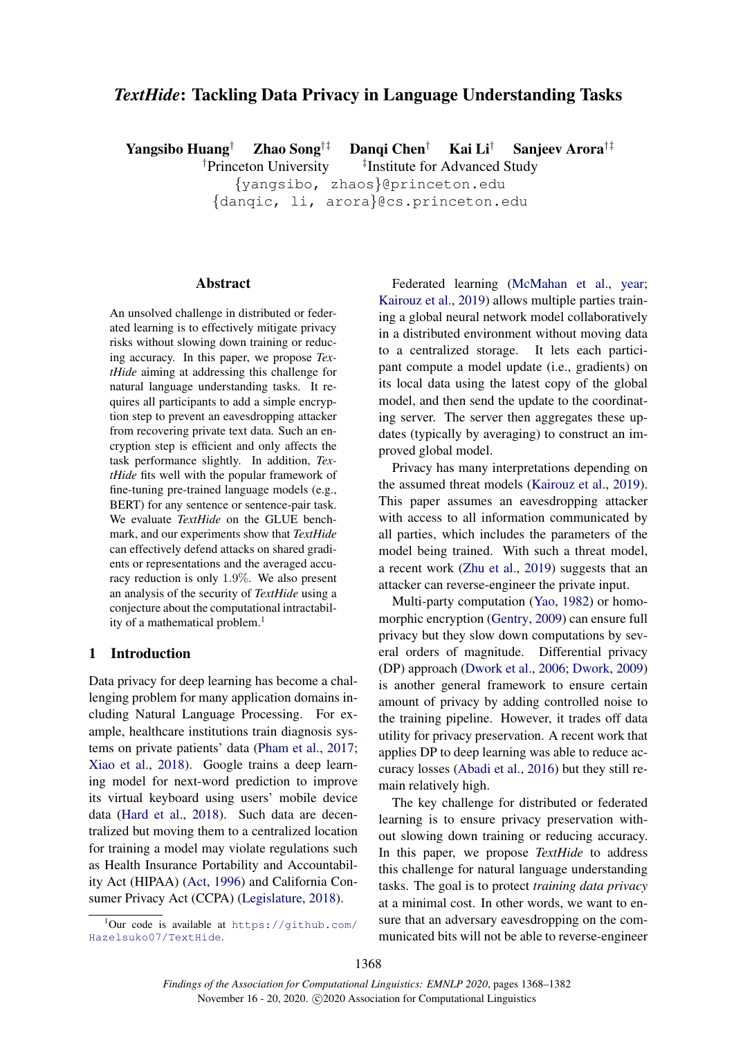# *TextHide*: Tackling Data Privacy in Language Understanding Tasks

**Yangsibo Huang**[†] **Zhao Song**[†‡] **Danqi Chen**[†] **Kai Li**[†] **Sanjeev Arora**[†‡]

[†]Princeton University [‡]Institute for Advanced Study

{yangsibo, zhaos}@princeton.edu

{danqic, li, arora}@cs.princeton.edu

## Abstract

An unsolved challenge in distributed or federated learning is to effectively mitigate privacy risks without slowing down training or reducing accuracy. In this paper, we propose *TextHide* aiming at addressing this challenge for natural language understanding tasks. It requires all participants to add a simple encryption step to prevent an eavesdropping attacker from recovering private text data. Such an encryption step is efficient and only affects the task performance slightly. In addition, *TextHide* fits well with the popular framework of fine-tuning pre-trained language models (e.g., BERT) for any sentence or sentence-pair task. We evaluate *TextHide* on the GLUE benchmark, and our experiments show that *TextHide* can effectively defend attacks on shared gradients or representations and the averaged accuracy reduction is only 1.9%. We also present an analysis of the security of *TextHide* using a conjecture about the computational intractability of a mathematical problem.[1]

## 1 Introduction

Data privacy for deep learning has become a challenging problem for many application domains including Natural Language Processing. For example, healthcare institutions train diagnosis systems on private patients' data (Pham et al., 2017; Xiao et al., 2018). Google trains a deep learning model for next-word prediction to improve its virtual keyboard using users' mobile device data (Hard et al., 2018). Such data are decentralized but moving them to a centralized location for training a model may violate regulations such as Health Insurance Portability and Accountability Act (HIPAA) (Act, 1996) and California Consumer Privacy Act (CCPA) (Legislature, 2018).

Federated learning (McMahan et al., year; Kairouz et al., 2019) allows multiple parties training a global neural network model collaboratively in a distributed environment without moving data to a centralized storage. It lets each participant compute a model update (i.e., gradients) on its local data using the latest copy of the global model, and then send the update to the coordinating server. The server then aggregates these updates (typically by averaging) to construct an improved global model.

Privacy has many interpretations depending on the assumed threat models (Kairouz et al., 2019). This paper assumes an eavesdropping attacker with access to all information communicated by all parties, which includes the parameters of the model being trained. With such a threat model, a recent work (Zhu et al., 2019) suggests that an attacker can reverse-engineer the private input.

Multi-party computation (Yao, 1982) or homomorphic encryption (Gentry, 2009) can ensure full privacy but they slow down computations by several orders of magnitude. Differential privacy (DP) approach (Dwork et al., 2006; Dwork, 2009) is another general framework to ensure certain amount of privacy by adding controlled noise to the training pipeline. However, it trades off data utility for privacy preservation. A recent work that applies DP to deep learning was able to reduce accuracy losses (Abadi et al., 2016) but they still remain relatively high.

The key challenge for distributed or federated learning is to ensure privacy preservation without slowing down training or reducing accuracy. In this paper, we propose *TextHide* to address this challenge for natural language understanding tasks. The goal is to protect *training data privacy* at a minimal cost. In other words, we want to ensure that an adversary eavesdropping on the communicated bits will not be able to reverse-engineer

[1]Our code is available at https://github.com/Hazelsuko07/TextHide.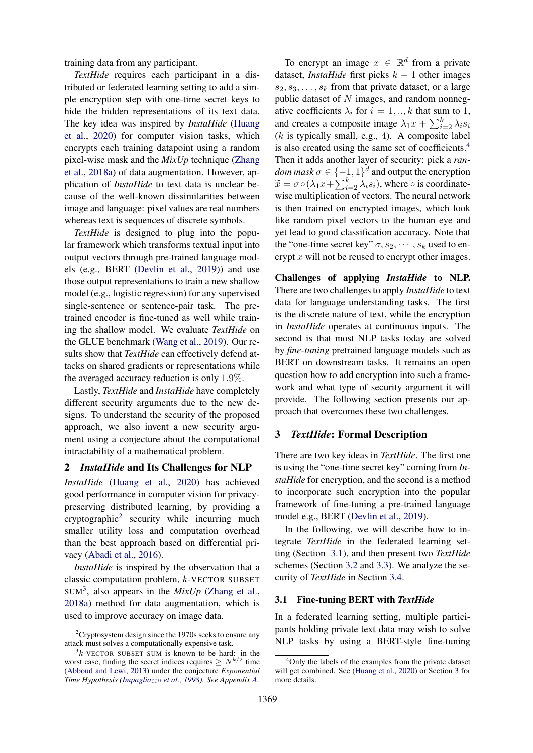training data from any participant.

*TextHide* requires each participant in a distributed or federated learning setting to add a simple encryption step with one-time secret keys to hide the hidden representations of its text data. The key idea was inspired by *InstaHide* (Huang et al., 2020) for computer vision tasks, which encrypts each training datapoint using a random pixel-wise mask and the *MixUp* technique (Zhang et al., 2018a) of data augmentation. However, application of *InstaHide* to text data is unclear because of the well-known dissimilarities between image and language: pixel values are real numbers whereas text is sequences of discrete symbols.

*TextHide* is designed to plug into the popular framework which transforms textual input into output vectors through pre-trained language models (e.g., BERT (Devlin et al., 2019)) and use those output representations to train a new shallow model (e.g., logistic regression) for any supervised single-sentence or sentence-pair task. The pre-trained encoder is fine-tuned as well while training the shallow model. We evaluate *TextHide* on the GLUE benchmark (Wang et al., 2019). Our results show that *TextHide* can effectively defend attacks on shared gradients or representations while the averaged accuracy reduction is only $1.9\%$.

Lastly, *TextHide* and *InstaHide* have completely different security arguments due to the new designs. To understand the security of the proposed approach, we also invent a new security argument using a conjecture about the computational intractability of a mathematical problem.

## 2 *InstaHide* and Its Challenges for NLP

*InstaHide* (Huang et al., 2020) has achieved good performance in computer vision for privacy-preserving distributed learning, by providing a cryptographic[2] security while incurring much smaller utility loss and computation overhead than the best approach based on differential privacy (Abadi et al., 2016).

*InstaHide* is inspired by the observation that a classic computation problem, $k$-VECTOR SUBSET SUM[3], also appears in the *MixUp* (Zhang et al., 2018a) method for data augmentation, which is used to improve accuracy on image data.

To encrypt an image $x \in \mathbb{R}^d$ from a private dataset, *InstaHide* first picks $k-1$ other images $s_2, s_3, \ldots, s_k$ from that private dataset, or a large public dataset of $N$ images, and random nonnegative coefficients $\lambda_i$ for $i = 1, .., k$ that sum to 1, and creates a composite image $\lambda_1 x + \sum_{i=2}^{k} \lambda_i s_i$ ($k$ is typically small, e.g., 4). A composite label is also created using the same set of coefficients.[4] Then it adds another layer of security: pick a *random mask* $\sigma \in \{-1, 1\}^d$ and output the encryption $\widetilde{x} = \sigma \circ (\lambda_1 x + \sum_{i=2}^{k} \lambda_i s_i)$, where $\circ$ is coordinate-wise multiplication of vectors. The neural network is then trained on encrypted images, which look like random pixel vectors to the human eye and yet lead to good classification accuracy. Note that the "one-time secret key" $\sigma, s_2, \cdots, s_k$ used to encrypt $x$ will not be reused to encrypt other images.

**Challenges of applying *InstaHide* to NLP.** There are two challenges to apply *InstaHide* to text data for language understanding tasks. The first is the discrete nature of text, while the encryption in *InstaHide* operates at continuous inputs. The second is that most NLP tasks today are solved by *fine-tuning* pretrained language models such as BERT on downstream tasks. It remains an open question how to add encryption into such a framework and what type of security argument it will provide. The following section presents our approach that overcomes these two challenges.

## 3 *TextHide*: Formal Description

There are two key ideas in *TextHide*. The first one is using the "one-time secret key" coming from *InstaHide* for encryption, and the second is a method to incorporate such encryption into the popular framework of fine-tuning a pre-trained language model e.g., BERT (Devlin et al., 2019).

In the following, we will describe how to integrate *TextHide* in the federated learning setting (Section 3.1), and then present two *TextHide* schemes (Section 3.2 and 3.3). We analyze the security of *TextHide* in Section 3.4.

### 3.1 Fine-tuning BERT with *TextHide*

In a federated learning setting, multiple participants holding private text data may wish to solve NLP tasks by using a BERT-style fine-tuning

---

[2] Cryptosystem design since the 1970s seeks to ensure any attack must solves a computationally expensive task.

[3] $k$-VECTOR SUBSET SUM is known to be hard: in the worst case, finding the secret indices requires $\geq N^{k/2}$ time (Abboud and Lewi, 2013) under the conjecture *Exponential Time Hypothesis (Impagliazzo et al., 1998). See Appendix A.*

[4] Only the labels of the examples from the private dataset will get combined. See (Huang et al., 2020) or Section 3 for more details.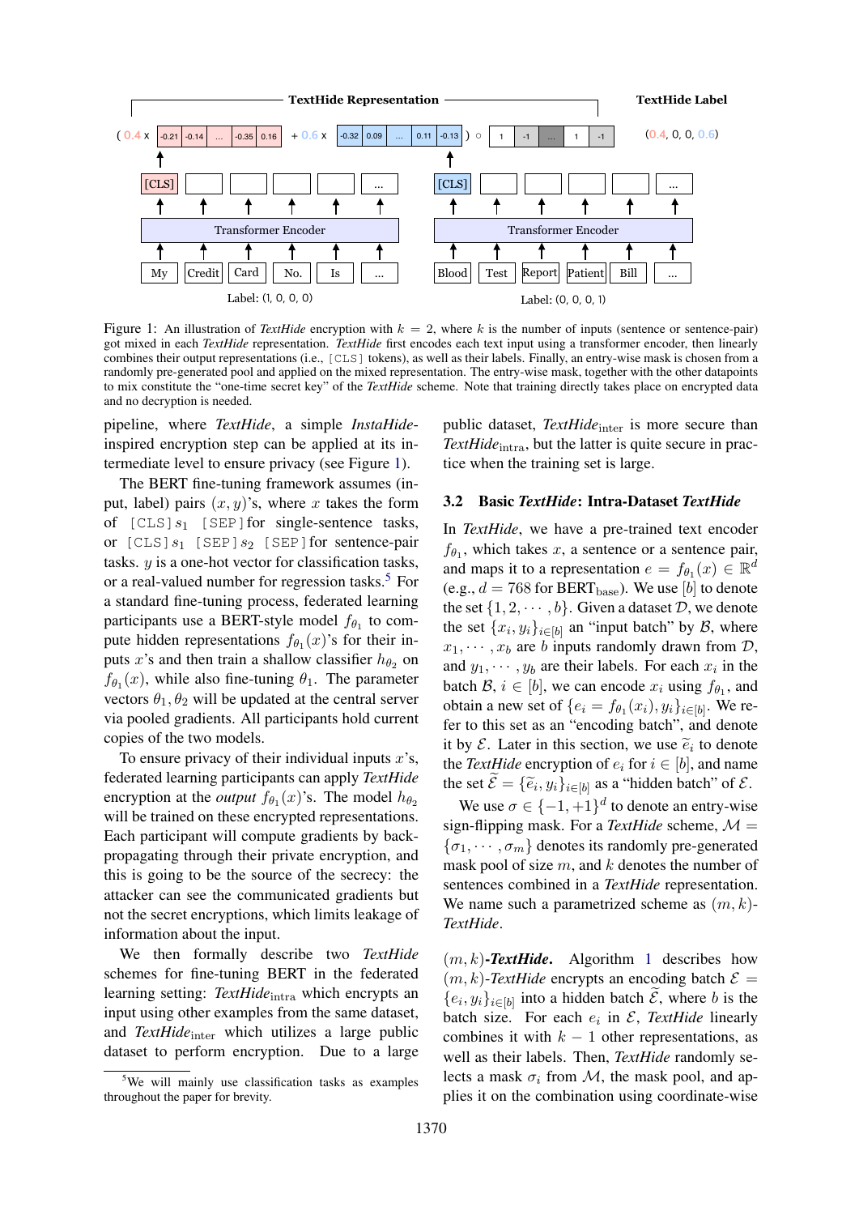Figure 1: An illustration of *TextHide* encryption with $k = 2$, where $k$ is the number of inputs (sentence or sentence-pair) got mixed in each *TextHide* representation. *TextHide* first encodes each text input using a transformer encoder, then linearly combines their output representations (i.e., [CLS] tokens), as well as their labels. Finally, an entry-wise mask is chosen from a randomly pre-generated pool and applied on the mixed representation. The entry-wise mask, together with the other datapoints to mix constitute the "one-time secret key" of the *TextHide* scheme. Note that training directly takes place on encrypted data and no decryption is needed.

pipeline, where *TextHide*, a simple *InstaHide*-inspired encryption step can be applied at its intermediate level to ensure privacy (see Figure 1).

The BERT fine-tuning framework assumes (input, label) pairs $(x, y)$'s, where $x$ takes the form of [CLS] $s_1$ [SEP] for single-sentence tasks, or [CLS] $s_1$ [SEP] $s_2$ [SEP] for sentence-pair tasks. $y$ is a one-hot vector for classification tasks, or a real-valued number for regression tasks.[5] For a standard fine-tuning process, federated learning participants use a BERT-style model $f_{\theta_1}$ to compute hidden representations $f_{\theta_1}(x)$'s for their inputs $x$'s and then train a shallow classifier $h_{\theta_2}$ on $f_{\theta_1}(x)$, while also fine-tuning $\theta_1$. The parameter vectors $\theta_1, \theta_2$ will be updated at the central server via pooled gradients. All participants hold current copies of the two models.

To ensure privacy of their individual inputs $x$'s, federated learning participants can apply *TextHide* encryption at the *output* $f_{\theta_1}(x)$'s. The model $h_{\theta_2}$ will be trained on these encrypted representations. Each participant will compute gradients by backpropagating through their private encryption, and this is going to be the source of the secrecy: the attacker can see the communicated gradients but not the secret encryptions, which limits leakage of information about the input.

We then formally describe two *TextHide* schemes for fine-tuning BERT in the federated learning setting: *TextHide*$_{\text{intra}}$ which encrypts an input using other examples from the same dataset, and *TextHide*$_{\text{inter}}$ which utilizes a large public dataset to perform encryption. Due to a large public dataset, *TextHide*$_{\text{inter}}$ is more secure than *TextHide*$_{\text{intra}}$, but the latter is quite secure in practice when the training set is large.

[5] We will mainly use classification tasks as examples throughout the paper for brevity.

### 3.2 Basic *TextHide*: Intra-Dataset *TextHide*

In *TextHide*, we have a pre-trained text encoder $f_{\theta_1}$, which takes $x$, a sentence or a sentence pair, and maps it to a representation $e = f_{\theta_1}(x) \in \mathbb{R}^d$ (e.g., $d = 768$ for BERT$_{\text{base}}$). We use $[b]$ to denote the set $\{1, 2, \cdots, b\}$. Given a dataset $\mathcal{D}$, we denote the set $\{x_i, y_i\}_{i \in [b]}$ an "input batch" by $\mathcal{B}$, where $x_1, \cdots, x_b$ are $b$ inputs randomly drawn from $\mathcal{D}$, and $y_1, \cdots, y_b$ are their labels. For each $x_i$ in the batch $\mathcal{B}$, $i \in [b]$, we can encode $x_i$ using $f_{\theta_1}$, and obtain a new set of $\{e_i = f_{\theta_1}(x_i), y_i\}_{i \in [b]}$. We refer to this set as an "encoding batch", and denote it by $\mathcal{E}$. Later in this section, we use $\widetilde{e}_i$ to denote the *TextHide* encryption of $e_i$ for $i \in [b]$, and name the set $\widetilde{\mathcal{E}} = \{\widetilde{e}_i, y_i\}_{i \in [b]}$ as a "hidden batch" of $\mathcal{E}$.

We use $\sigma \in \{-1, +1\}^d$ to denote an entry-wise sign-flipping mask. For a *TextHide* scheme, $\mathcal{M} = \{\sigma_1, \cdots, \sigma_m\}$ denotes its randomly pre-generated mask pool of size $m$, and $k$ denotes the number of sentences combined in a *TextHide* representation. We name such a parametrized scheme as $(m, k)$-*TextHide*.

**$(m, k)$-*TextHide*.** Algorithm 1 describes how $(m, k)$-*TextHide* encrypts an encoding batch $\mathcal{E} = \{e_i, y_i\}_{i \in [b]}$ into a hidden batch $\widetilde{\mathcal{E}}$, where $b$ is the batch size. For each $e_i$ in $\mathcal{E}$, *TextHide* linearly combines it with $k - 1$ other representations, as well as their labels. Then, *TextHide* randomly selects a mask $\sigma_i$ from $\mathcal{M}$, the mask pool, and applies it on the combination using coordinate-wise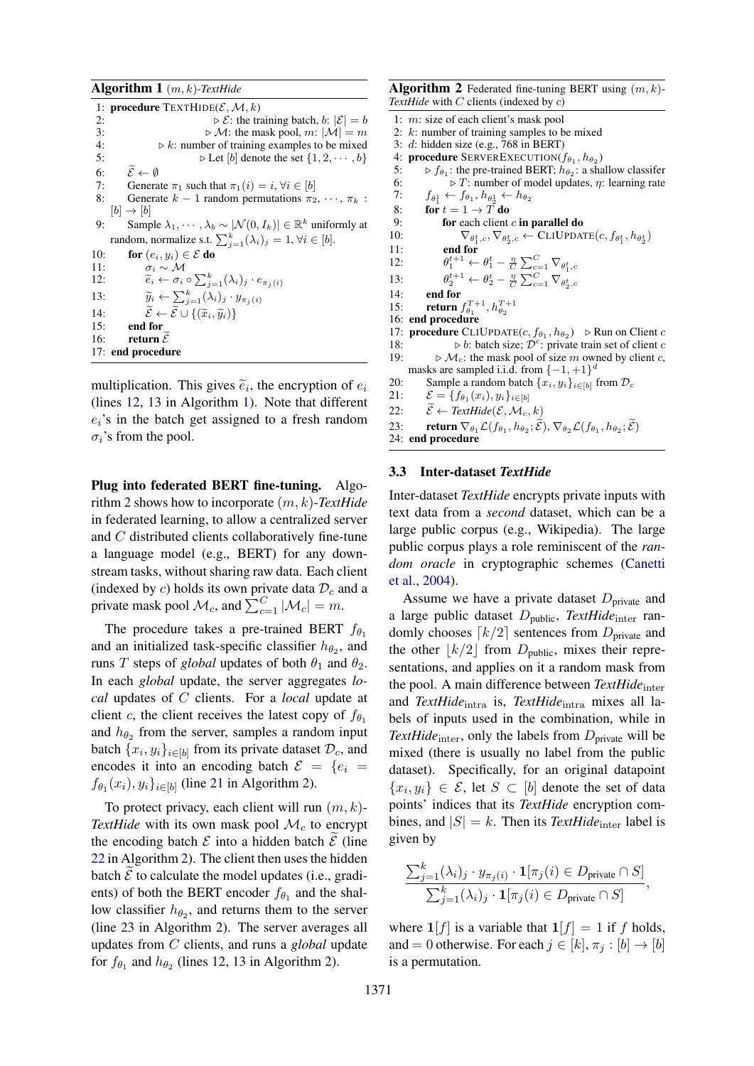**Algorithm 1** $(m, k)$-*TextHide*

```
1:  procedure TEXTHIDE(ℰ, ℳ, k)
2:                                   ▷ ℰ: the training batch, b: |ℰ| = b
3:                                   ▷ ℳ: the mask pool, m: |ℳ| = m
4:                     ▷ k: number of training examples to be mixed
5:                               ▷ Let [b] denote the set {1, 2, ··· , b}
6:      ℰ̃ ← ∅
7:      Generate π_1 such that π_1(i) = i, ∀i ∈ [b]
8:      Generate k − 1 random permutations π_2, ··· , π_k :
        [b] → [b]
9:      Sample λ_1, ··· , λ_b ∼ |𝒩(0, I_k)| ∈ ℝ^k uniformly at
        random, normalize s.t. Σ_{j=1}^k (λ_i)_j = 1, ∀i ∈ [b].
10:     for (e_i, y_i) ∈ ℰ do
11:         σ_i ∼ ℳ
12:         ẽ_i ← σ_i ∘ Σ_{j=1}^k (λ_i)_j · e_{π_j(i)}
13:         ỹ_i ← Σ_{j=1}^k (λ_i)_j · y_{π_j(i)}
14:         ℰ̃ ← ℰ̃ ∪ {(x̃_i, ỹ_i)}
15:     end for
16:     return ℰ̃
17: end procedure
```

multiplication. This gives $\widetilde{e}_i$, the encryption of $e_i$ (lines 12, 13 in Algorithm 1). Note that different $e_i$'s in the batch get assigned to a fresh random $\sigma_i$'s from the pool.

**Plug into federated BERT fine-tuning.** Algorithm 2 shows how to incorporate $(m, k)$-*TextHide* in federated learning, to allow a centralized server and $C$ distributed clients collaboratively fine-tune a language model (e.g., BERT) for any downstream tasks, without sharing raw data. Each client (indexed by $c$) holds its own private data $\mathcal{D}_c$ and a private mask pool $\mathcal{M}_c$, and $\sum_{c=1}^{C} |\mathcal{M}_c| = m$.

The procedure takes a pre-trained BERT $f_{\theta_1}$ and an initialized task-specific classifier $h_{\theta_2}$, and runs $T$ steps of *global* updates of both $\theta_1$ and $\theta_2$. In each *global* update, the server aggregates *local* updates of $C$ clients. For a *local* update at client $c$, the client receives the latest copy of $f_{\theta_1}$ and $h_{\theta_2}$ from the server, samples a random input batch $\{x_i, y_i\}_{i\in[b]}$ from its private dataset $\mathcal{D}_c$, and encodes it into an encoding batch $\mathcal{E} = \{e_i = f_{\theta_1}(x_i), y_i\}_{i\in[b]}$ (line 21 in Algorithm 2).

To protect privacy, each client will run $(m, k)$-*TextHide* with its own mask pool $\mathcal{M}_c$ to encrypt the encoding batch $\mathcal{E}$ into a hidden batch $\widetilde{\mathcal{E}}$ (line 22 in Algorithm 2). The client then uses the hidden batch $\widetilde{\mathcal{E}}$ to calculate the model updates (i.e., gradients) of both the BERT encoder $f_{\theta_1}$ and the shallow classifier $h_{\theta_2}$, and returns them to the server (line 23 in Algorithm 2). The server averages all updates from $C$ clients, and runs a *global* update for $f_{\theta_1}$ and $h_{\theta_2}$ (lines 12, 13 in Algorithm 2).

**Algorithm 2** Federated fine-tuning BERT using $(m, k)$-*TextHide* with $C$ clients (indexed by $c$)

```
1:  m: size of each client's mask pool
2:  k: number of training samples to be mixed
3:  d: hidden size (e.g., 768 in BERT)
4:  procedure SERVEREXECUTION(f_θ1, h_θ2)
5:      ▷ f_θ1: the pre-trained BERT; h_θ2: a shallow classifer
6:              ▷ T: number of model updates, η: learning rate
7:      f_{θ_1^1} ← f_θ1, h_{θ_2^1} ← h_θ2
8:      for t = 1 → T do
9:          for each client c in parallel do
10:             ∇_{θ_1^t,c}, ∇_{θ_2^t,c} ← CLIUPDATE(c, f_{θ_1^t}, h_{θ_2^t})
11:         end for
12:         θ_1^{t+1} ← θ_1^t − (η/C) Σ_{c=1}^C ∇_{θ_1^t,c}
13:         θ_2^{t+1} ← θ_2^t − (η/C) Σ_{c=1}^C ∇_{θ_2^t,c}
14:     end for
15:     return f_{θ_1^{T+1}}, h_{θ_2^{T+1}}
16: end procedure
17: procedure CLIUPDATE(c, f_θ1, h_θ2)    ▷ Run on Client c
18:             ▷ b: batch size; 𝒟^c: private train set of client c
19:     ▷ ℳ_c: the mask pool of size m owned by client c,
        masks are sampled i.i.d. from {−1, +1}^d
20:     Sample a random batch {x_i, y_i}_{i∈[b]} from 𝒟_c
21:     ℰ = {f_θ1(x_i), y_i}_{i∈[b]}
22:     ℰ̃ ← TextHide(ℰ, ℳ_c, k)
23:     return ∇_θ1 ℒ(f_θ1, h_θ2; ℰ̃), ∇_θ2 ℒ(f_θ1, h_θ2; ℰ̃)
24: end procedure
```

### 3.3 Inter-dataset *TextHide*

Inter-dataset *TextHide* encrypts private inputs with text data from a *second* dataset, which can be a large public corpus (e.g., Wikipedia). The large public corpus plays a role reminiscent of the *random oracle* in cryptographic schemes (Canetti et al., 2004).

Assume we have a private dataset $D_{\text{private}}$ and a large public dataset $D_{\text{public}}$, *TextHide*$_{\text{inter}}$ randomly chooses $\lceil k/2 \rceil$ sentences from $D_{\text{private}}$ and the other $\lfloor k/2 \rfloor$ from $D_{\text{public}}$, mixes their representations, and applies on it a random mask from the pool. A main difference between *TextHide*$_{\text{inter}}$ and *TextHide*$_{\text{intra}}$ is, *TextHide*$_{\text{intra}}$ mixes all labels of inputs used in the combination, while in *TextHide*$_{\text{inter}}$, only the labels from $D_{\text{private}}$ will be mixed (there is usually no label from the public dataset). Specifically, for an original datapoint $\{x_i, y_i\} \in \mathcal{E}$, let $S \subset [b]$ denote the set of data points' indices that its *TextHide* encryption combines, and $|S| = k$. Then its *TextHide*$_{\text{inter}}$ label is given by

$$\frac{\sum_{j=1}^{k} (\lambda_i)_j \cdot y_{\pi_j(i)} \cdot \mathbf{1}[\pi_j(i) \in D_{\text{private}} \cap S]}{\sum_{j=1}^{k} (\lambda_i)_j \cdot \mathbf{1}[\pi_j(i) \in D_{\text{private}} \cap S]},$$

where $\mathbf{1}[f]$ is a variable that $\mathbf{1}[f] = 1$ if $f$ holds, and $= 0$ otherwise. For each $j \in [k]$, $\pi_j : [b] \to [b]$ is a permutation.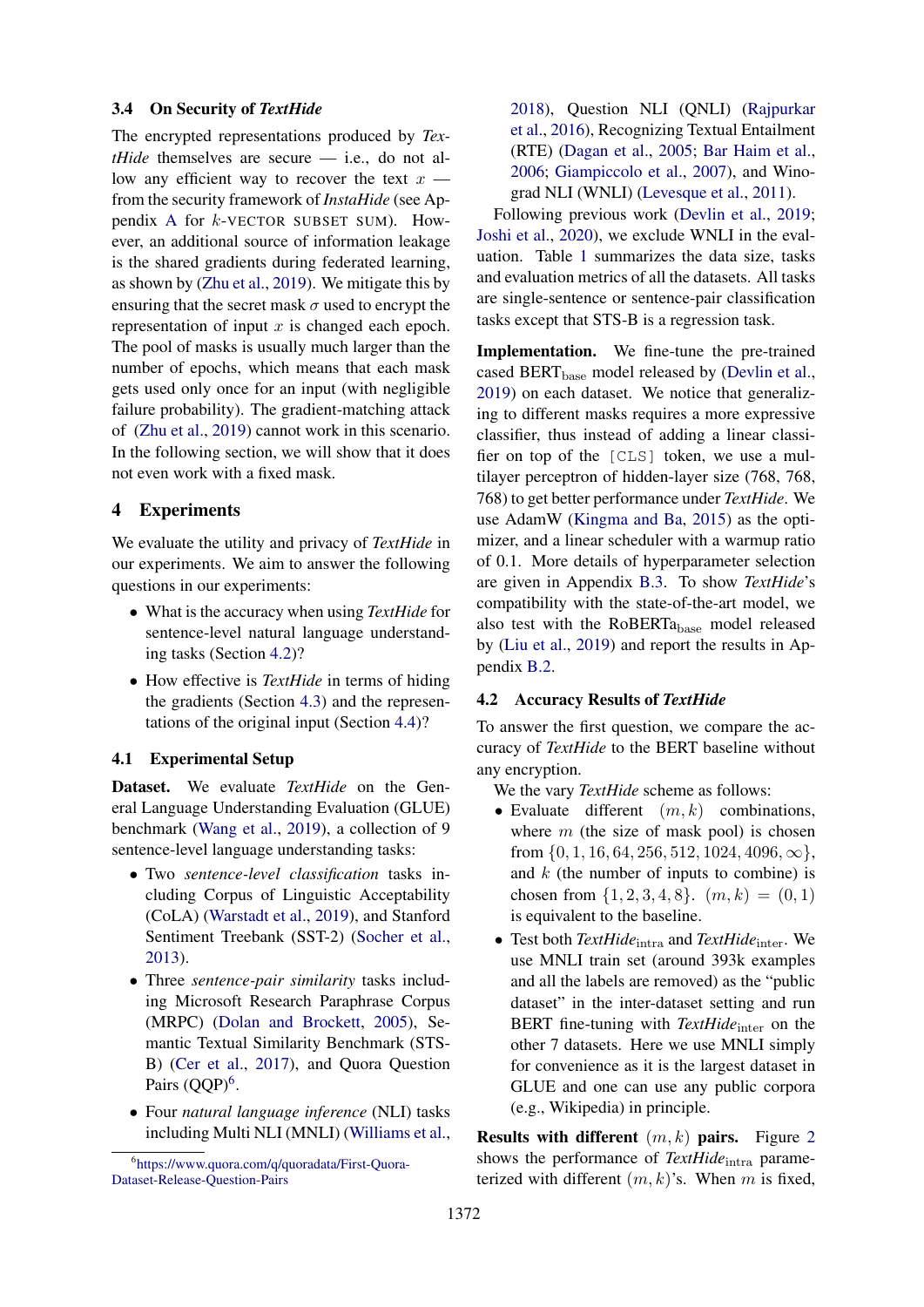### 3.4 On Security of *TextHide*

The encrypted representations produced by *TextHide* themselves are secure — i.e., do not allow any efficient way to recover the text $x$ — from the security framework of *InstaHide* (see Appendix A for $k$-VECTOR SUBSET SUM). However, an additional source of information leakage is the shared gradients during federated learning, as shown by (Zhu et al., 2019). We mitigate this by ensuring that the secret mask $\sigma$ used to encrypt the representation of input $x$ is changed each epoch. The pool of masks is usually much larger than the number of epochs, which means that each mask gets used only once for an input (with negligible failure probability). The gradient-matching attack of (Zhu et al., 2019) cannot work in this scenario. In the following section, we will show that it does not even work with a fixed mask.

## 4 Experiments

We evaluate the utility and privacy of *TextHide* in our experiments. We aim to answer the following questions in our experiments:

- What is the accuracy when using *TextHide* for sentence-level natural language understanding tasks (Section 4.2)?
- How effective is *TextHide* in terms of hiding the gradients (Section 4.3) and the representations of the original input (Section 4.4)?

### 4.1 Experimental Setup

**Dataset.** We evaluate *TextHide* on the General Language Understanding Evaluation (GLUE) benchmark (Wang et al., 2019), a collection of 9 sentence-level language understanding tasks:

- Two *sentence-level classification* tasks including Corpus of Linguistic Acceptability (CoLA) (Warstadt et al., 2019), and Stanford Sentiment Treebank (SST-2) (Socher et al., 2013).
- Three *sentence-pair similarity* tasks including Microsoft Research Paraphrase Corpus (MRPC) (Dolan and Brockett, 2005), Semantic Textual Similarity Benchmark (STS-B) (Cer et al., 2017), and Quora Question Pairs (QQP)[6].
- Four *natural language inference* (NLI) tasks including Multi NLI (MNLI) (Williams et al., 2018), Question NLI (QNLI) (Rajpurkar et al., 2016), Recognizing Textual Entailment (RTE) (Dagan et al., 2005; Bar Haim et al., 2006; Giampiccolo et al., 2007), and Winograd NLI (WNLI) (Levesque et al., 2011).

Following previous work (Devlin et al., 2019; Joshi et al., 2020), we exclude WNLI in the evaluation. Table 1 summarizes the data size, tasks and evaluation metrics of all the datasets. All tasks are single-sentence or sentence-pair classification tasks except that STS-B is a regression task.

**Implementation.** We fine-tune the pre-trained cased BERT$_{\text{base}}$ model released by (Devlin et al., 2019) on each dataset. We notice that generalizing to different masks requires a more expressive classifier, thus instead of adding a linear classifier on top of the `[CLS]` token, we use a multilayer perceptron of hidden-layer size (768, 768, 768) to get better performance under *TextHide*. We use AdamW (Kingma and Ba, 2015) as the optimizer, and a linear scheduler with a warmup ratio of 0.1. More details of hyperparameter selection are given in Appendix B.3. To show *TextHide*'s compatibility with the state-of-the-art model, we also test with the RoBERTa$_{\text{base}}$ model released by (Liu et al., 2019) and report the results in Appendix B.2.

### 4.2 Accuracy Results of *TextHide*

To answer the first question, we compare the accuracy of *TextHide* to the BERT baseline without any encryption.

We the vary *TextHide* scheme as follows:

- Evaluate different $(m, k)$ combinations, where $m$ (the size of mask pool) is chosen from $\{0, 1, 16, 64, 256, 512, 1024, 4096, \infty\}$, and $k$ (the number of inputs to combine) is chosen from $\{1, 2, 3, 4, 8\}$. $(m, k) = (0, 1)$ is equivalent to the baseline.
- Test both *TextHide*$_{\text{intra}}$ and *TextHide*$_{\text{inter}}$. We use MNLI train set (around 393k examples and all the labels are removed) as the "public dataset" in the inter-dataset setting and run BERT fine-tuning with *TextHide*$_{\text{inter}}$ on the other 7 datasets. Here we use MNLI simply for convenience as it is the largest dataset in GLUE and one can use any public corpora (e.g., Wikipedia) in principle.

**Results with different $(m, k)$ pairs.** Figure 2 shows the performance of *TextHide*$_{\text{intra}}$ parameterized with different $(m, k)$'s. When $m$ is fixed,

[6]https://www.quora.com/q/quoradata/First-Quora-Dataset-Release-Question-Pairs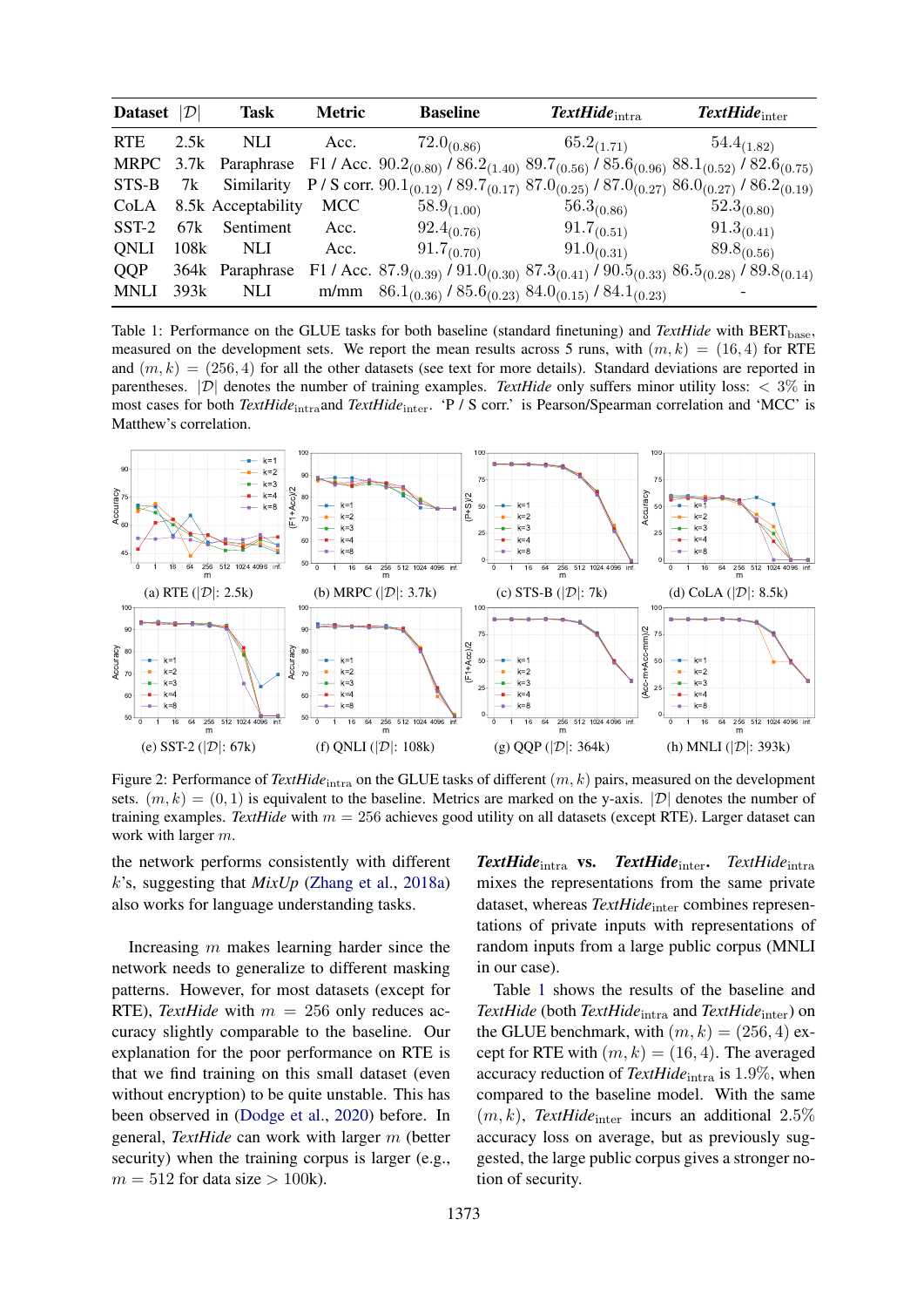| Dataset | $\lvert\mathcal{D}\rvert$ | Task | Metric | Baseline | *TextHide*$_{\text{intra}}$ | *TextHide*$_{\text{inter}}$ |
|---|---|---|---|---|---|---|
| RTE | 2.5k | NLI | Acc. | $72.0_{(0.86)}$ | $65.2_{(1.71)}$ | $54.4_{(1.82)}$ |
| MRPC | 3.7k | Paraphrase | F1 / Acc. | $90.2_{(0.80)}$ / $86.2_{(1.40)}$ | $89.7_{(0.56)}$ / $85.6_{(0.96)}$ | $88.1_{(0.52)}$ / $82.6_{(0.75)}$ |
| STS-B | 7k | Similarity | P / S corr. | $90.1_{(0.12)}$ / $89.7_{(0.17)}$ | $87.0_{(0.25)}$ / $87.0_{(0.27)}$ | $86.0_{(0.27)}$ / $86.2_{(0.19)}$ |
| CoLA | 8.5k | Acceptability | MCC | $58.9_{(1.00)}$ | $56.3_{(0.86)}$ | $52.3_{(0.80)}$ |
| SST-2 | 67k | Sentiment | Acc. | $92.4_{(0.76)}$ | $91.7_{(0.51)}$ | $91.3_{(0.41)}$ |
| QNLI | 108k | NLI | Acc. | $91.7_{(0.70)}$ | $91.0_{(0.31)}$ | $89.8_{(0.56)}$ |
| QQP | 364k | Paraphrase | F1 / Acc. | $87.9_{(0.39)}$ / $91.0_{(0.30)}$ | $87.3_{(0.41)}$ / $90.5_{(0.33)}$ | $86.5_{(0.28)}$ / $89.8_{(0.14)}$ |
| MNLI | 393k | NLI | m/mm | $86.1_{(0.36)}$ / $85.6_{(0.23)}$ | $84.0_{(0.15)}$ / $84.1_{(0.23)}$ | - |

Table 1: Performance on the GLUE tasks for both baseline (standard finetuning) and *TextHide* with BERT$_{\text{base}}$, measured on the development sets. We report the mean results across 5 runs, with $(m, k) = (16, 4)$ for RTE and $(m, k) = (256, 4)$ for all the other datasets (see text for more details). Standard deviations are reported in parentheses. $\lvert\mathcal{D}\rvert$ denotes the number of training examples. *TextHide* only suffers minor utility loss: $< 3\%$ in most cases for both *TextHide*$_{\text{intra}}$and *TextHide*$_{\text{inter}}$. 'P / S corr.' is Pearson/Spearman correlation and 'MCC' is Matthew's correlation.

(a) RTE ($\lvert\mathcal{D}\rvert$: 2.5k) (b) MRPC ($\lvert\mathcal{D}\rvert$: 3.7k) (c) STS-B ($\lvert\mathcal{D}\rvert$: 7k) (d) CoLA ($\lvert\mathcal{D}\rvert$: 8.5k)

(e) SST-2 ($\lvert\mathcal{D}\rvert$: 67k) (f) QNLI ($\lvert\mathcal{D}\rvert$: 108k) (g) QQP ($\lvert\mathcal{D}\rvert$: 364k) (h) MNLI ($\lvert\mathcal{D}\rvert$: 393k)

Figure 2: Performance of *TextHide*$_{\text{intra}}$ on the GLUE tasks of different $(m, k)$ pairs, measured on the development sets. $(m, k) = (0, 1)$ is equivalent to the baseline. Metrics are marked on the y-axis. $\lvert\mathcal{D}\rvert$ denotes the number of training examples. *TextHide* with $m = 256$ achieves good utility on all datasets (except RTE). Larger dataset can work with larger $m$.

the network performs consistently with different $k$'s, suggesting that *MixUp* (Zhang et al., 2018a) also works for language understanding tasks.

Increasing $m$ makes learning harder since the network needs to generalize to different masking patterns. However, for most datasets (except for RTE), *TextHide* with $m = 256$ only reduces accuracy slightly comparable to the baseline. Our explanation for the poor performance on RTE is that we find training on this small dataset (even without encryption) to be quite unstable. This has been observed in (Dodge et al., 2020) before. In general, *TextHide* can work with larger $m$ (better security) when the training corpus is larger (e.g., $m = 512$ for data size $> 100$k).

***TextHide*$_{\text{intra}}$ vs. *TextHide*$_{\text{inter}}$.** *TextHide*$_{\text{intra}}$ mixes the representations from the same private dataset, whereas *TextHide*$_{\text{inter}}$ combines representations of private inputs with representations of random inputs from a large public corpus (MNLI in our case).

Table 1 shows the results of the baseline and *TextHide* (both *TextHide*$_{\text{intra}}$ and *TextHide*$_{\text{inter}}$) on the GLUE benchmark, with $(m, k) = (256, 4)$ except for RTE with $(m, k) = (16, 4)$. The averaged accuracy reduction of *TextHide*$_{\text{intra}}$ is $1.9\%$, when compared to the baseline model. With the same $(m, k)$, *TextHide*$_{\text{inter}}$ incurs an additional $2.5\%$ accuracy loss on average, but as previously suggested, the large public corpus gives a stronger notion of security.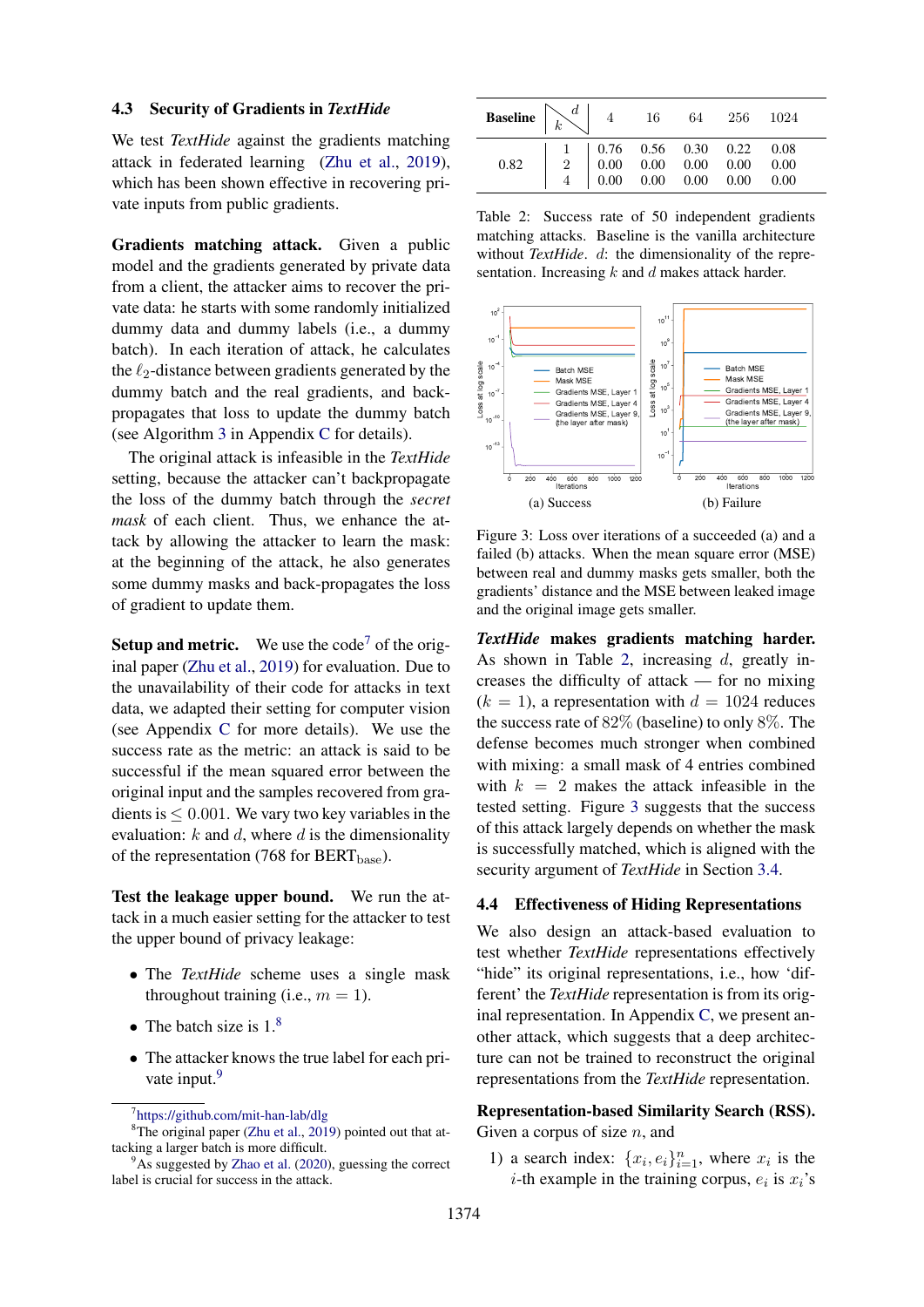### 4.3 Security of Gradients in *TextHide*

We test *TextHide* against the gradients matching attack in federated learning (Zhu et al., 2019), which has been shown effective in recovering private inputs from public gradients.

**Gradients matching attack.** Given a public model and the gradients generated by private data from a client, the attacker aims to recover the private data: he starts with some randomly initialized dummy data and dummy labels (i.e., a dummy batch). In each iteration of attack, he calculates the $\ell_2$-distance between gradients generated by the dummy batch and the real gradients, and backpropagates that loss to update the dummy batch (see Algorithm 3 in Appendix C for details).

The original attack is infeasible in the *TextHide* setting, because the attacker can't backpropagate the loss of the dummy batch through the *secret mask* of each client. Thus, we enhance the attack by allowing the attacker to learn the mask: at the beginning of the attack, he also generates some dummy masks and back-propagates the loss of gradient to update them.

**Setup and metric.** We use the code[7] of the original paper (Zhu et al., 2019) for evaluation. Due to the unavailability of their code for attacks in text data, we adapted their setting for computer vision (see Appendix C for more details). We use the success rate as the metric: an attack is said to be successful if the mean squared error between the original input and the samples recovered from gradients is $\leq 0.001$. We vary two key variables in the evaluation: $k$ and $d$, where $d$ is the dimensionality of the representation (768 for $\text{BERT}_{\text{base}}$).

**Test the leakage upper bound.** We run the attack in a much easier setting for the attacker to test the upper bound of privacy leakage:

- The *TextHide* scheme uses a single mask throughout training (i.e., $m = 1$).
- The batch size is 1.[8]
- The attacker knows the true label for each private input.[9]

[7] https://github.com/mit-han-lab/dlg

[8] The original paper (Zhu et al., 2019) pointed out that attacking a larger batch is more difficult.

[9] As suggested by Zhao et al. (2020), guessing the correct label is crucial for success in the attack.

| Baseline | $k$ \ $d$ | 4 | 16 | 64 | 256 | 1024 |
|---|---|---|---|---|---|---|
| 0.82 | 1 | 0.76 | 0.56 | 0.30 | 0.22 | 0.08 |
| | 2 | 0.00 | 0.00 | 0.00 | 0.00 | 0.00 |
| | 4 | 0.00 | 0.00 | 0.00 | 0.00 | 0.00 |

Table 2: Success rate of 50 independent gradients matching attacks. Baseline is the vanilla architecture without *TextHide*. $d$: the dimensionality of the representation. Increasing $k$ and $d$ makes attack harder.

(a) Success (b) Failure

Figure 3: Loss over iterations of a succeeded (a) and a failed (b) attacks. When the mean square error (MSE) between real and dummy masks gets smaller, both the gradients' distance and the MSE between leaked image and the original image gets smaller.

***TextHide* makes gradients matching harder.** As shown in Table 2, increasing $d$, greatly increases the difficulty of attack — for no mixing ($k = 1$), a representation with $d = 1024$ reduces the success rate of 82% (baseline) to only 8%. The defense becomes much stronger when combined with mixing: a small mask of 4 entries combined with $k = 2$ makes the attack infeasible in the tested setting. Figure 3 suggests that the success of this attack largely depends on whether the mask is successfully matched, which is aligned with the security argument of *TextHide* in Section 3.4.

### 4.4 Effectiveness of Hiding Representations

We also design an attack-based evaluation to test whether *TextHide* representations effectively "hide" its original representations, i.e., how 'different' the *TextHide* representation is from its original representation. In Appendix C, we present another attack, which suggests that a deep architecture can not be trained to reconstruct the original representations from the *TextHide* representation.

**Representation-based Similarity Search (RSS).** Given a corpus of size $n$, and

1) a search index: $\{x_i, e_i\}_{i=1}^n$, where $x_i$ is the $i$-th example in the training corpus, $e_i$ is $x_i$'s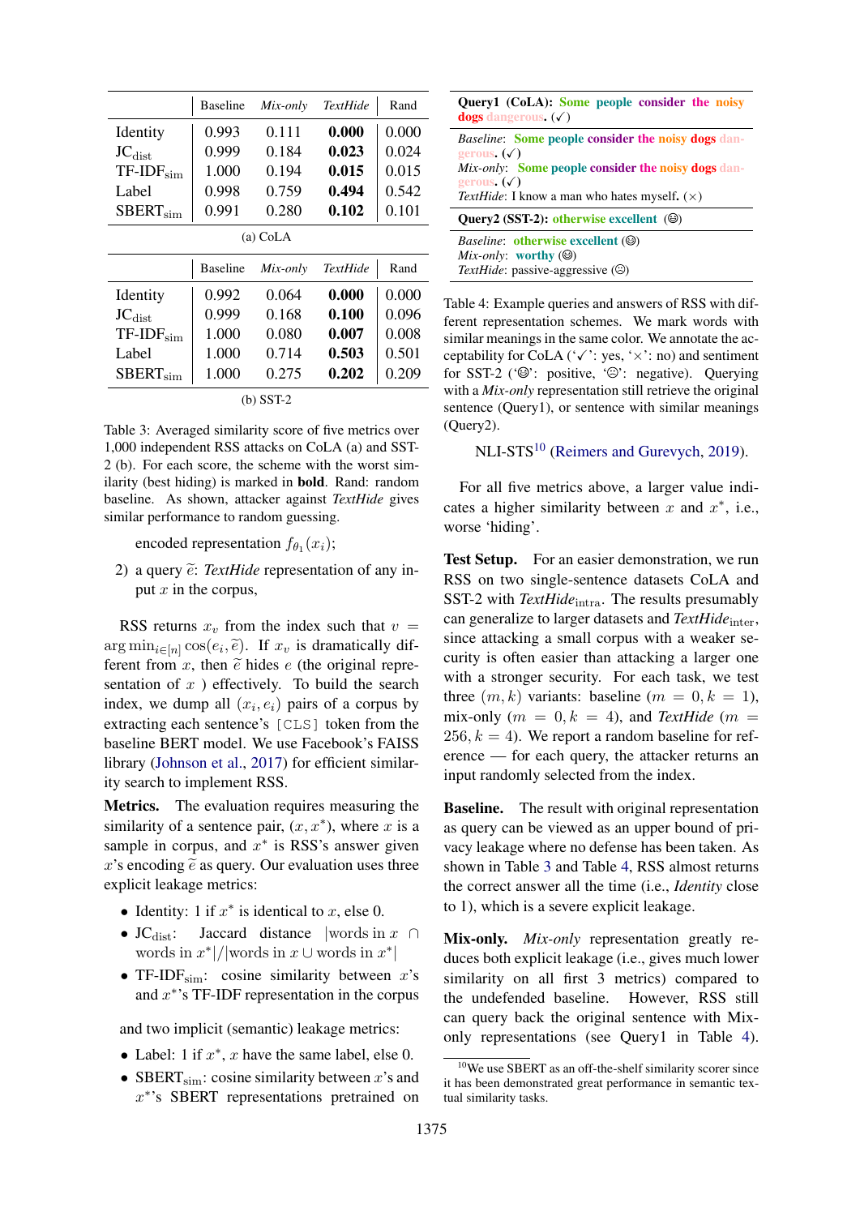|  | Baseline | *Mix-only* | *TextHide* | Rand |
|---|---|---|---|---|
| Identity | 0.993 | 0.111 | **0.000** | 0.000 |
| $\text{JC}_{\text{dist}}$ | 0.999 | 0.184 | **0.023** | 0.024 |
| $\text{TF-IDF}_{\text{sim}}$ | 1.000 | 0.194 | **0.015** | 0.015 |
| Label | 0.998 | 0.759 | **0.494** | 0.542 |
| $\text{SBERT}_{\text{sim}}$ | 0.991 | 0.280 | **0.102** | 0.101 |

(a) CoLA

|  | Baseline | *Mix-only* | *TextHide* | Rand |
|---|---|---|---|---|
| Identity | 0.992 | 0.064 | **0.000** | 0.000 |
| $\text{JC}_{\text{dist}}$ | 0.999 | 0.168 | **0.100** | 0.096 |
| $\text{TF-IDF}_{\text{sim}}$ | 1.000 | 0.080 | **0.007** | 0.008 |
| Label | 1.000 | 0.714 | **0.503** | 0.501 |
| $\text{SBERT}_{\text{sim}}$ | 1.000 | 0.275 | **0.202** | 0.209 |

(b) SST-2

Table 3: Averaged similarity score of five metrics over 1,000 independent RSS attacks on CoLA (a) and SST-2 (b). For each score, the scheme with the worst similarity (best hiding) is marked in **bold**. Rand: random baseline. As shown, attacker against *TextHide* gives similar performance to random guessing.

encoded representation $f_{\theta_1}(x_i)$;

2) a query $\widetilde{e}$: *TextHide* representation of any input $x$ in the corpus,

RSS returns $x_v$ from the index such that $v = \arg\min_{i\in[n]} \cos(e_i, \widetilde{e})$. If $x_v$ is dramatically different from $x$, then $\widetilde{e}$ hides $e$ (the original representation of $x$ ) effectively. To build the search index, we dump all $(x_i, e_i)$ pairs of a corpus by extracting each sentence's `[CLS]` token from the baseline BERT model. We use Facebook's FAISS library (Johnson et al., 2017) for efficient similarity search to implement RSS.

**Metrics.** The evaluation requires measuring the similarity of a sentence pair, $(x, x^*)$, where $x$ is a sample in corpus, and $x^*$ is RSS's answer given $x$'s encoding $\widetilde{e}$ as query. Our evaluation uses three explicit leakage metrics:

- Identity: 1 if $x^*$ is identical to $x$, else 0.
- $\text{JC}_{\text{dist}}$: Jaccard distance $|\text{words in } x \cap \text{words in } x^*|/|\text{words in } x \cup \text{words in } x^*|$
- $\text{TF-IDF}_{\text{sim}}$: cosine similarity between $x$'s and $x^*$'s TF-IDF representation in the corpus

and two implicit (semantic) leakage metrics:

- Label: 1 if $x^*$, $x$ have the same label, else 0.
- $\text{SBERT}_{\text{sim}}$: cosine similarity between $x$'s and $x^*$'s SBERT representations pretrained on NLI-STS[10] (Reimers and Gurevych, 2019).

**Query1 (CoLA):** Some people consider the noisy dogs dangerous. (✓)

*Baseline*: Some people consider the noisy dogs dangerous. (✓)
*Mix-only*: Some people consider the noisy dogs dangerous. (✓)
*TextHide*: I know a man who hates myself. (×)

**Query2 (SST-2):** otherwise excellent (☺)

*Baseline*: otherwise excellent (☺)
*Mix-only*: worthy (☺)
*TextHide*: passive-aggressive (☹)

Table 4: Example queries and answers of RSS with different representation schemes. We mark words with similar meanings in the same color. We annotate the acceptability for CoLA ('✓': yes, '×': no) and sentiment for SST-2 ('☺': positive, '☹': negative). Querying with a *Mix-only* representation still retrieve the original sentence (Query1), or sentence with similar meanings (Query2).

For all five metrics above, a larger value indicates a higher similarity between $x$ and $x^*$, i.e., worse 'hiding'.

**Test Setup.** For an easier demonstration, we run RSS on two single-sentence datasets CoLA and SST-2 with $\textit{TextHide}_{\text{intra}}$. The results presumably can generalize to larger datasets and $\textit{TextHide}_{\text{inter}}$, since attacking a small corpus with a weaker security is often easier than attacking a larger one with a stronger security. For each task, we test three $(m, k)$ variants: baseline ($m = 0, k = 1$), mix-only ($m = 0, k = 4$), and *TextHide* ($m = 256, k = 4$). We report a random baseline for reference — for each query, the attacker returns an input randomly selected from the index.

**Baseline.** The result with original representation as query can be viewed as an upper bound of privacy leakage where no defense has been taken. As shown in Table 3 and Table 4, RSS almost returns the correct answer all the time (i.e., *Identity* close to 1), which is a severe explicit leakage.

**Mix-only.** *Mix-only* representation greatly reduces both explicit leakage (i.e., gives much lower similarity on all first 3 metrics) compared to the undefended baseline. However, RSS still can query back the original sentence with Mix-only representations (see Query1 in Table 4).

[10] We use SBERT as an off-the-shelf similarity scorer since it has been demonstrated great performance in semantic textual similarity tasks.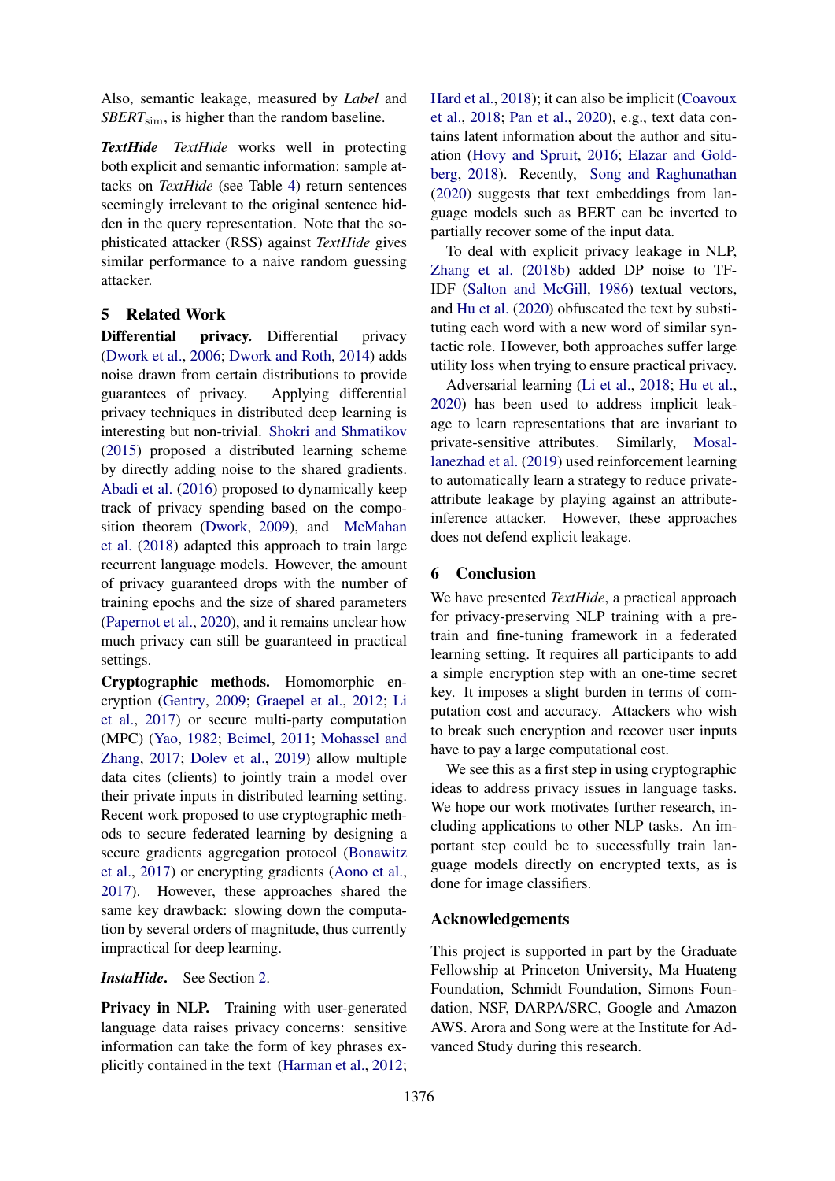Also, semantic leakage, measured by *Label* and *SBERT*$_{\text{sim}}$, is higher than the random baseline.

***TextHide*** *TextHide* works well in protecting both explicit and semantic information: sample attacks on *TextHide* (see Table 4) return sentences seemingly irrelevant to the original sentence hidden in the query representation. Note that the sophisticated attacker (RSS) against *TextHide* gives similar performance to a naive random guessing attacker.

## 5 Related Work

**Differential privacy.** Differential privacy (Dwork et al., 2006; Dwork and Roth, 2014) adds noise drawn from certain distributions to provide guarantees of privacy. Applying differential privacy techniques in distributed deep learning is interesting but non-trivial. Shokri and Shmatikov (2015) proposed a distributed learning scheme by directly adding noise to the shared gradients. Abadi et al. (2016) proposed to dynamically keep track of privacy spending based on the composition theorem (Dwork, 2009), and McMahan et al. (2018) adapted this approach to train large recurrent language models. However, the amount of privacy guaranteed drops with the number of training epochs and the size of shared parameters (Papernot et al., 2020), and it remains unclear how much privacy can still be guaranteed in practical settings.

**Cryptographic methods.** Homomorphic encryption (Gentry, 2009; Graepel et al., 2012; Li et al., 2017) or secure multi-party computation (MPC) (Yao, 1982; Beimel, 2011; Mohassel and Zhang, 2017; Dolev et al., 2019) allow multiple data cites (clients) to jointly train a model over their private inputs in distributed learning setting. Recent work proposed to use cryptographic methods to secure federated learning by designing a secure gradients aggregation protocol (Bonawitz et al., 2017) or encrypting gradients (Aono et al., 2017). However, these approaches shared the same key drawback: slowing down the computation by several orders of magnitude, thus currently impractical for deep learning.

***InstaHide.*** See Section 2.

**Privacy in NLP.** Training with user-generated language data raises privacy concerns: sensitive information can take the form of key phrases explicitly contained in the text (Harman et al., 2012; Hard et al., 2018); it can also be implicit (Coavoux et al., 2018; Pan et al., 2020), e.g., text data contains latent information about the author and situation (Hovy and Spruit, 2016; Elazar and Goldberg, 2018). Recently, Song and Raghunathan (2020) suggests that text embeddings from language models such as BERT can be inverted to partially recover some of the input data.

To deal with explicit privacy leakage in NLP, Zhang et al. (2018b) added DP noise to TF-IDF (Salton and McGill, 1986) textual vectors, and Hu et al. (2020) obfuscated the text by substituting each word with a new word of similar syntactic role. However, both approaches suffer large utility loss when trying to ensure practical privacy.

Adversarial learning (Li et al., 2018; Hu et al., 2020) has been used to address implicit leakage to learn representations that are invariant to private-sensitive attributes. Similarly, Mosallanezhad et al. (2019) used reinforcement learning to automatically learn a strategy to reduce private-attribute leakage by playing against an attribute-inference attacker. However, these approaches does not defend explicit leakage.

## 6 Conclusion

We have presented *TextHide*, a practical approach for privacy-preserving NLP training with a pre-train and fine-tuning framework in a federated learning setting. It requires all participants to add a simple encryption step with an one-time secret key. It imposes a slight burden in terms of computation cost and accuracy. Attackers who wish to break such encryption and recover user inputs have to pay a large computational cost.

We see this as a first step in using cryptographic ideas to address privacy issues in language tasks. We hope our work motivates further research, including applications to other NLP tasks. An important step could be to successfully train language models directly on encrypted texts, as is done for image classifiers.

## Acknowledgements

This project is supported in part by the Graduate Fellowship at Princeton University, Ma Huateng Foundation, Schmidt Foundation, Simons Foundation, NSF, DARPA/SRC, Google and Amazon AWS. Arora and Song were at the Institute for Advanced Study during this research.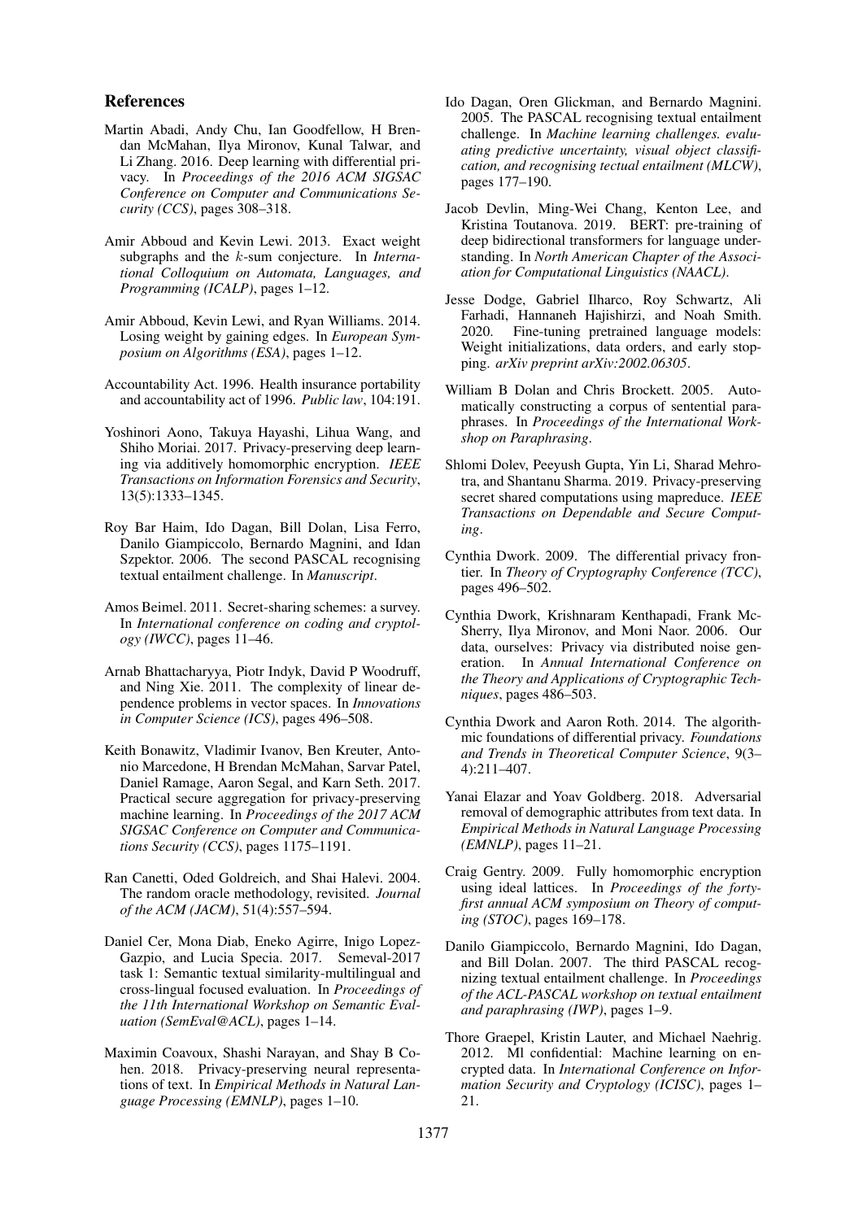## References

Martin Abadi, Andy Chu, Ian Goodfellow, H Brendan McMahan, Ilya Mironov, Kunal Talwar, and Li Zhang. 2016. Deep learning with differential privacy. In *Proceedings of the 2016 ACM SIGSAC Conference on Computer and Communications Security (CCS)*, pages 308–318.

Amir Abboud and Kevin Lewi. 2013. Exact weight subgraphs and the $k$-sum conjecture. In *International Colloquium on Automata, Languages, and Programming (ICALP)*, pages 1–12.

Amir Abboud, Kevin Lewi, and Ryan Williams. 2014. Losing weight by gaining edges. In *European Symposium on Algorithms (ESA)*, pages 1–12.

Accountability Act. 1996. Health insurance portability and accountability act of 1996. *Public law*, 104:191.

Yoshinori Aono, Takuya Hayashi, Lihua Wang, and Shiho Moriai. 2017. Privacy-preserving deep learning via additively homomorphic encryption. *IEEE Transactions on Information Forensics and Security*, 13(5):1333–1345.

Roy Bar Haim, Ido Dagan, Bill Dolan, Lisa Ferro, Danilo Giampiccolo, Bernardo Magnini, and Idan Szpektor. 2006. The second PASCAL recognising textual entailment challenge. In *Manuscript*.

Amos Beimel. 2011. Secret-sharing schemes: a survey. In *International conference on coding and cryptology (IWCC)*, pages 11–46.

Arnab Bhattacharyya, Piotr Indyk, David P Woodruff, and Ning Xie. 2011. The complexity of linear dependence problems in vector spaces. In *Innovations in Computer Science (ICS)*, pages 496–508.

Keith Bonawitz, Vladimir Ivanov, Ben Kreuter, Antonio Marcedone, H Brendan McMahan, Sarvar Patel, Daniel Ramage, Aaron Segal, and Karn Seth. 2017. Practical secure aggregation for privacy-preserving machine learning. In *Proceedings of the 2017 ACM SIGSAC Conference on Computer and Communications Security (CCS)*, pages 1175–1191.

Ran Canetti, Oded Goldreich, and Shai Halevi. 2004. The random oracle methodology, revisited. *Journal of the ACM (JACM)*, 51(4):557–594.

Daniel Cer, Mona Diab, Eneko Agirre, Inigo Lopez-Gazpio, and Lucia Specia. 2017. Semeval-2017 task 1: Semantic textual similarity-multilingual and cross-lingual focused evaluation. In *Proceedings of the 11th International Workshop on Semantic Evaluation (SemEval@ACL)*, pages 1–14.

Maximin Coavoux, Shashi Narayan, and Shay B Cohen. 2018. Privacy-preserving neural representations of text. In *Empirical Methods in Natural Language Processing (EMNLP)*, pages 1–10.

Ido Dagan, Oren Glickman, and Bernardo Magnini. 2005. The PASCAL recognising textual entailment challenge. In *Machine learning challenges. evaluating predictive uncertainty, visual object classification, and recognising tectual entailment (MLCW)*, pages 177–190.

Jacob Devlin, Ming-Wei Chang, Kenton Lee, and Kristina Toutanova. 2019. BERT: pre-training of deep bidirectional transformers for language understanding. In *North American Chapter of the Association for Computational Linguistics (NAACL)*.

Jesse Dodge, Gabriel Ilharco, Roy Schwartz, Ali Farhadi, Hannaneh Hajishirzi, and Noah Smith. 2020. Fine-tuning pretrained language models: Weight initializations, data orders, and early stopping. *arXiv preprint arXiv:2002.06305*.

William B Dolan and Chris Brockett. 2005. Automatically constructing a corpus of sentential paraphrases. In *Proceedings of the International Workshop on Paraphrasing*.

Shlomi Dolev, Peeyush Gupta, Yin Li, Sharad Mehrotra, and Shantanu Sharma. 2019. Privacy-preserving secret shared computations using mapreduce. *IEEE Transactions on Dependable and Secure Computing*.

Cynthia Dwork. 2009. The differential privacy frontier. In *Theory of Cryptography Conference (TCC)*, pages 496–502.

Cynthia Dwork, Krishnaram Kenthapadi, Frank McSherry, Ilya Mironov, and Moni Naor. 2006. Our data, ourselves: Privacy via distributed noise generation. In *Annual International Conference on the Theory and Applications of Cryptographic Techniques*, pages 486–503.

Cynthia Dwork and Aaron Roth. 2014. The algorithmic foundations of differential privacy. *Foundations and Trends in Theoretical Computer Science*, 9(3–4):211–407.

Yanai Elazar and Yoav Goldberg. 2018. Adversarial removal of demographic attributes from text data. In *Empirical Methods in Natural Language Processing (EMNLP)*, pages 11–21.

Craig Gentry. 2009. Fully homomorphic encryption using ideal lattices. In *Proceedings of the forty-first annual ACM symposium on Theory of computing (STOC)*, pages 169–178.

Danilo Giampiccolo, Bernardo Magnini, Ido Dagan, and Bill Dolan. 2007. The third PASCAL recognizing textual entailment challenge. In *Proceedings of the ACL-PASCAL workshop on textual entailment and paraphrasing (IWP)*, pages 1–9.

Thore Graepel, Kristin Lauter, and Michael Naehrig. 2012. Ml confidential: Machine learning on encrypted data. In *International Conference on Information Security and Cryptology (ICISC)*, pages 1–21.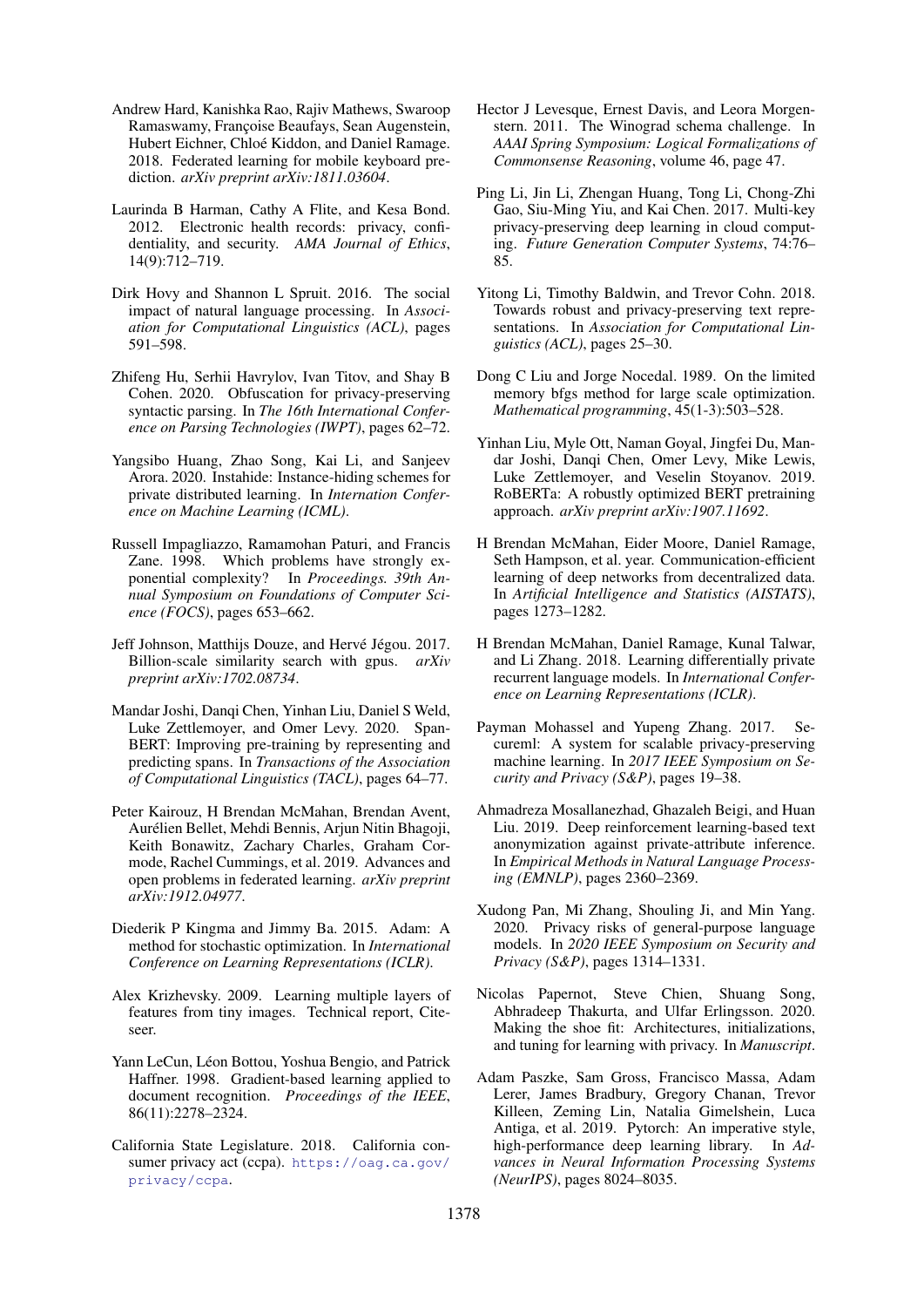Andrew Hard, Kanishka Rao, Rajiv Mathews, Swaroop Ramaswamy, Françoise Beaufays, Sean Augenstein, Hubert Eichner, Chloé Kiddon, and Daniel Ramage. 2018. Federated learning for mobile keyboard prediction. *arXiv preprint arXiv:1811.03604*.

Laurinda B Harman, Cathy A Flite, and Kesa Bond. 2012. Electronic health records: privacy, confidentiality, and security. *AMA Journal of Ethics*, 14(9):712–719.

Dirk Hovy and Shannon L Spruit. 2016. The social impact of natural language processing. In *Association for Computational Linguistics (ACL)*, pages 591–598.

Zhifeng Hu, Serhii Havrylov, Ivan Titov, and Shay B Cohen. 2020. Obfuscation for privacy-preserving syntactic parsing. In *The 16th International Conference on Parsing Technologies (IWPT)*, pages 62–72.

Yangsibo Huang, Zhao Song, Kai Li, and Sanjeev Arora. 2020. Instahide: Instance-hiding schemes for private distributed learning. In *Internation Conference on Machine Learning (ICML)*.

Russell Impagliazzo, Ramamohan Paturi, and Francis Zane. 1998. Which problems have strongly exponential complexity? In *Proceedings. 39th Annual Symposium on Foundations of Computer Science (FOCS)*, pages 653–662.

Jeff Johnson, Matthijs Douze, and Hervé Jégou. 2017. Billion-scale similarity search with gpus. *arXiv preprint arXiv:1702.08734*.

Mandar Joshi, Danqi Chen, Yinhan Liu, Daniel S Weld, Luke Zettlemoyer, and Omer Levy. 2020. SpanBERT: Improving pre-training by representing and predicting spans. In *Transactions of the Association of Computational Linguistics (TACL)*, pages 64–77.

Peter Kairouz, H Brendan McMahan, Brendan Avent, Aurélien Bellet, Mehdi Bennis, Arjun Nitin Bhagoji, Keith Bonawitz, Zachary Charles, Graham Cormode, Rachel Cummings, et al. 2019. Advances and open problems in federated learning. *arXiv preprint arXiv:1912.04977*.

Diederik P Kingma and Jimmy Ba. 2015. Adam: A method for stochastic optimization. In *International Conference on Learning Representations (ICLR)*.

Alex Krizhevsky. 2009. Learning multiple layers of features from tiny images. Technical report, Citeseer.

Yann LeCun, Léon Bottou, Yoshua Bengio, and Patrick Haffner. 1998. Gradient-based learning applied to document recognition. *Proceedings of the IEEE*, 86(11):2278–2324.

California State Legislature. 2018. California consumer privacy act (ccpa). https://oag.ca.gov/privacy/ccpa.

Hector J Levesque, Ernest Davis, and Leora Morgenstern. 2011. The Winograd schema challenge. In *AAAI Spring Symposium: Logical Formalizations of Commonsense Reasoning*, volume 46, page 47.

Ping Li, Jin Li, Zhengan Huang, Tong Li, Chong-Zhi Gao, Siu-Ming Yiu, and Kai Chen. 2017. Multi-key privacy-preserving deep learning in cloud computing. *Future Generation Computer Systems*, 74:76–85.

Yitong Li, Timothy Baldwin, and Trevor Cohn. 2018. Towards robust and privacy-preserving text representations. In *Association for Computational Linguistics (ACL)*, pages 25–30.

Dong C Liu and Jorge Nocedal. 1989. On the limited memory bfgs method for large scale optimization. *Mathematical programming*, 45(1-3):503–528.

Yinhan Liu, Myle Ott, Naman Goyal, Jingfei Du, Mandar Joshi, Danqi Chen, Omer Levy, Mike Lewis, Luke Zettlemoyer, and Veselin Stoyanov. 2019. RoBERTa: A robustly optimized BERT pretraining approach. *arXiv preprint arXiv:1907.11692*.

H Brendan McMahan, Eider Moore, Daniel Ramage, Seth Hampson, et al. year. Communication-efficient learning of deep networks from decentralized data. In *Artificial Intelligence and Statistics (AISTATS)*, pages 1273–1282.

H Brendan McMahan, Daniel Ramage, Kunal Talwar, and Li Zhang. 2018. Learning differentially private recurrent language models. In *International Conference on Learning Representations (ICLR)*.

Payman Mohassel and Yupeng Zhang. 2017. Secureml: A system for scalable privacy-preserving machine learning. In *2017 IEEE Symposium on Security and Privacy (S&P)*, pages 19–38.

Ahmadreza Mosallanezhad, Ghazaleh Beigi, and Huan Liu. 2019. Deep reinforcement learning-based text anonymization against private-attribute inference. In *Empirical Methods in Natural Language Processing (EMNLP)*, pages 2360–2369.

Xudong Pan, Mi Zhang, Shouling Ji, and Min Yang. 2020. Privacy risks of general-purpose language models. In *2020 IEEE Symposium on Security and Privacy (S&P)*, pages 1314–1331.

Nicolas Papernot, Steve Chien, Shuang Song, Abhradeep Thakurta, and Ulfar Erlingsson. 2020. Making the shoe fit: Architectures, initializations, and tuning for learning with privacy. In *Manuscript*.

Adam Paszke, Sam Gross, Francisco Massa, Adam Lerer, James Bradbury, Gregory Chanan, Trevor Killeen, Zeming Lin, Natalia Gimelshein, Luca Antiga, et al. 2019. Pytorch: An imperative style, high-performance deep learning library. In *Advances in Neural Information Processing Systems (NeurIPS)*, pages 8024–8035.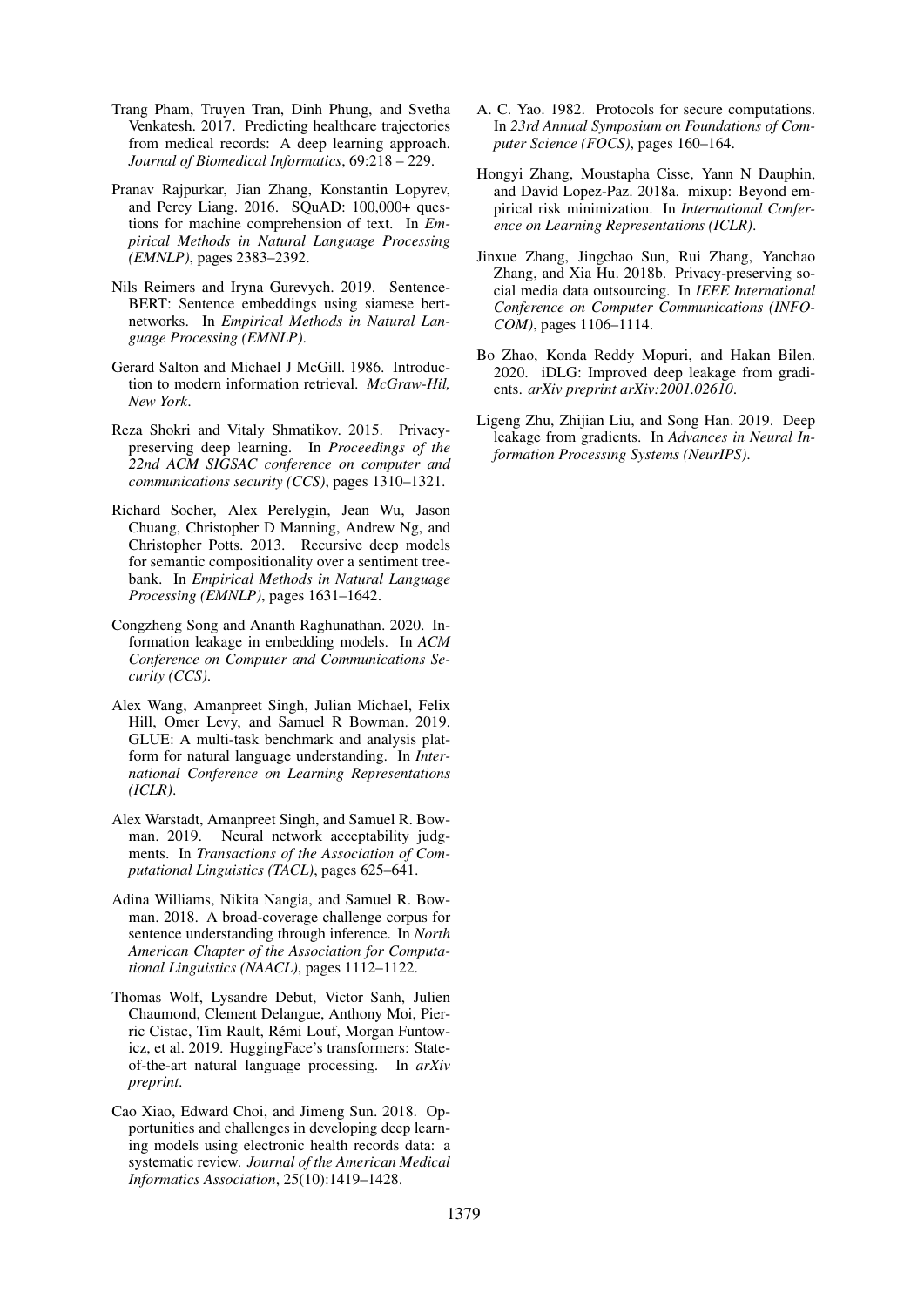Trang Pham, Truyen Tran, Dinh Phung, and Svetha Venkatesh. 2017. Predicting healthcare trajectories from medical records: A deep learning approach. *Journal of Biomedical Informatics*, 69:218 – 229.

Pranav Rajpurkar, Jian Zhang, Konstantin Lopyrev, and Percy Liang. 2016. SQuAD: 100,000+ questions for machine comprehension of text. In *Empirical Methods in Natural Language Processing (EMNLP)*, pages 2383–2392.

Nils Reimers and Iryna Gurevych. 2019. Sentence-BERT: Sentence embeddings using siamese bert-networks. In *Empirical Methods in Natural Language Processing (EMNLP)*.

Gerard Salton and Michael J McGill. 1986. Introduction to modern information retrieval. *McGraw-Hil, New York*.

Reza Shokri and Vitaly Shmatikov. 2015. Privacy-preserving deep learning. In *Proceedings of the 22nd ACM SIGSAC conference on computer and communications security (CCS)*, pages 1310–1321.

Richard Socher, Alex Perelygin, Jean Wu, Jason Chuang, Christopher D Manning, Andrew Ng, and Christopher Potts. 2013. Recursive deep models for semantic compositionality over a sentiment treebank. In *Empirical Methods in Natural Language Processing (EMNLP)*, pages 1631–1642.

Congzheng Song and Ananth Raghunathan. 2020. Information leakage in embedding models. In *ACM Conference on Computer and Communications Security (CCS)*.

Alex Wang, Amanpreet Singh, Julian Michael, Felix Hill, Omer Levy, and Samuel R Bowman. 2019. GLUE: A multi-task benchmark and analysis platform for natural language understanding. In *International Conference on Learning Representations (ICLR)*.

Alex Warstadt, Amanpreet Singh, and Samuel R. Bowman. 2019. Neural network acceptability judgments. In *Transactions of the Association of Computational Linguistics (TACL)*, pages 625–641.

Adina Williams, Nikita Nangia, and Samuel R. Bowman. 2018. A broad-coverage challenge corpus for sentence understanding through inference. In *North American Chapter of the Association for Computational Linguistics (NAACL)*, pages 1112–1122.

Thomas Wolf, Lysandre Debut, Victor Sanh, Julien Chaumond, Clement Delangue, Anthony Moi, Pierric Cistac, Tim Rault, Rémi Louf, Morgan Funtowicz, et al. 2019. HuggingFace's transformers: State-of-the-art natural language processing. In *arXiv preprint*.

Cao Xiao, Edward Choi, and Jimeng Sun. 2018. Opportunities and challenges in developing deep learning models using electronic health records data: a systematic review. *Journal of the American Medical Informatics Association*, 25(10):1419–1428.

A. C. Yao. 1982. Protocols for secure computations. In *23rd Annual Symposium on Foundations of Computer Science (FOCS)*, pages 160–164.

Hongyi Zhang, Moustapha Cisse, Yann N Dauphin, and David Lopez-Paz. 2018a. mixup: Beyond empirical risk minimization. In *International Conference on Learning Representations (ICLR)*.

Jinxue Zhang, Jingchao Sun, Rui Zhang, Yanchao Zhang, and Xia Hu. 2018b. Privacy-preserving social media data outsourcing. In *IEEE International Conference on Computer Communications (INFOCOM)*, pages 1106–1114.

Bo Zhao, Konda Reddy Mopuri, and Hakan Bilen. 2020. iDLG: Improved deep leakage from gradients. *arXiv preprint arXiv:2001.02610*.

Ligeng Zhu, Zhijian Liu, and Song Han. 2019. Deep leakage from gradients. In *Advances in Neural Information Processing Systems (NeurIPS)*.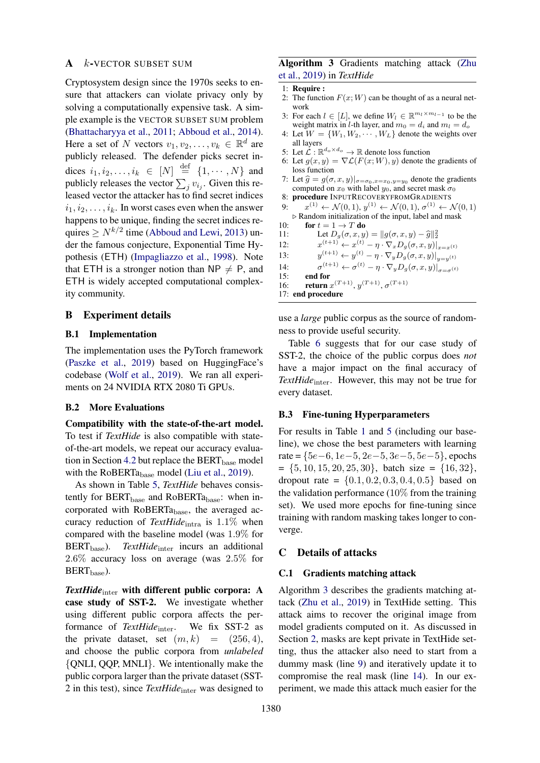## A $k$-VECTOR SUBSET SUM

Cryptosystem design since the 1970s seeks to ensure that attackers can violate privacy only by solving a computationally expensive task. A simple example is the VECTOR SUBSET SUM problem (Bhattacharyya et al., 2011; Abboud et al., 2014). Here a set of $N$ vectors $v_1, v_2, \ldots, v_k \in \mathbb{R}^d$ are publicly released. The defender picks secret indices $i_1, i_2, \ldots, i_k \in [N] \stackrel{\text{def}}{=} \{1, \cdots, N\}$ and publicly releases the vector $\sum_j v_{i_j}$. Given this released vector the attacker has to find secret indices $i_1, i_2, \ldots, i_k$. In worst cases even when the answer happens to be unique, finding the secret indices requires $\geq N^{k/2}$ time (Abboud and Lewi, 2013) under the famous conjecture, Exponential Time Hypothesis (ETH) (Impagliazzo et al., 1998). Note that ETH is a stronger notion than NP $\neq$ P, and ETH is widely accepted computational complexity community.

## B Experiment details

### B.1 Implementation

The implementation uses the PyTorch framework (Paszke et al., 2019) based on HuggingFace's codebase (Wolf et al., 2019). We ran all experiments on 24 NVIDIA RTX 2080 Ti GPUs.

### B.2 More Evaluations

**Compatibility with the state-of-the-art model.** To test if *TextHide* is also compatible with state-of-the-art models, we repeat our accuracy evaluation in Section 4.2 but replace the $\text{BERT}_{\text{base}}$ model with the $\text{RoBERTa}_{\text{base}}$ model (Liu et al., 2019).

As shown in Table 5, *TextHide* behaves consistently for $\text{BERT}_{\text{base}}$ and $\text{RoBERTa}_{\text{base}}$: when incorporated with $\text{RoBERTa}_{\text{base}}$, the averaged accuracy reduction of $\textit{TextHide}_{\text{intra}}$ is $1.1\%$ when compared with the baseline model (was $1.9\%$ for $\text{BERT}_{\text{base}}$). $\textit{TextHide}_{\text{inter}}$ incurs an additional $2.6\%$ accuracy loss on average (was $2.5\%$ for $\text{BERT}_{\text{base}}$).

**$\textit{TextHide}_{\text{inter}}$ with different public corpora: A case study of SST-2.** We investigate whether using different public corpora affects the performance of $\textit{TextHide}_{\text{inter}}$. We fix SST-2 as the private dataset, set $(m, k) = (256, 4)$, and choose the public corpora from *unlabeled* {QNLI, QQP, MNLI}. We intentionally make the public corpora larger than the private dataset (SST-2 in this test), since $\textit{TextHide}_{\text{inter}}$ was designed to use a *large* public corpus as the source of randomness to provide useful security.

Table 6 suggests that for our case study of SST-2, the choice of the public corpus does *not* have a major impact on the final accuracy of $\textit{TextHide}_{\text{inter}}$. However, this may not be true for every dataset.

### B.3 Fine-tuning Hyperparameters

For results in Table 1 and 5 (including our baseline), we chose the best parameters with learning rate = $\{5e{-}6, 1e{-}5, 2e{-}5, 3e{-}5, 5e{-}5\}$, epochs = $\{5, 10, 15, 20, 25, 30\}$, batch size = $\{16, 32\}$, dropout rate = $\{0.1, 0.2, 0.3, 0.4, 0.5\}$ based on the validation performance ($10\%$ from the training set). We used more epochs for fine-tuning since training with random masking takes longer to converge.

**Algorithm 3** Gradients matching attack (Zhu et al., 2019) in *TextHide*

1: **Require :**
2: The function $F(x; W)$ can be thought of as a neural network
3: For each $l \in [L]$, we define $W_l \in \mathbb{R}^{m_l \times m_{l-1}}$ to be the weight matrix in $l$-th layer, and $m_0 = d_i$ and $m_l = d_o$
4: Let $W = \{W_1, W_2, \cdots, W_L\}$ denote the weights over all layers
5: Let $\mathcal{L} : \mathbb{R}^{d_o \times d_o} \to \mathbb{R}$ denote loss function
6: Let $g(x, y) = \nabla\mathcal{L}(F(x; W), y)$ denote the gradients of loss function
7: Let $\widehat{g} = g(\sigma, x, y)|_{\sigma=\sigma_0, x=x_0, y=y_0}$ denote the gradients computed on $x_0$ with label $y_0$, and secret mask $\sigma_0$
8: **procedure** INPUTRECOVERYFROMGRADIENTS
9: $\quad x^{(1)} \leftarrow \mathcal{N}(0, 1)$, $y^{(1)} \leftarrow \mathcal{N}(0, 1)$, $\sigma^{(1)} \leftarrow \mathcal{N}(0, 1)$ ▷ Random initialization of the input, label and mask
10: $\quad$ **for** $t = 1 \to T$ **do**
11: $\quad\quad$ Let $D_g(\sigma, x, y) = \|g(\sigma, x, y) - \widehat{g}\|_2^2$
12: $\quad\quad$ $x^{(t+1)} \leftarrow x^{(t)} - \eta \cdot \nabla_x D_g(\sigma, x, y)|_{x=x^{(t)}}$
13: $\quad\quad$ $y^{(t+1)} \leftarrow y^{(t)} - \eta \cdot \nabla_y D_g(\sigma, x, y)|_{y=y^{(t)}}$
14: $\quad\quad$ $\sigma^{(t+1)} \leftarrow \sigma^{(t)} - \eta \cdot \nabla_y D_g(\sigma, x, y)|_{\sigma=\sigma^{(t)}}$
15: $\quad$ **end for**
16: $\quad$ **return** $x^{(T+1)}, y^{(T+1)}, \sigma^{(T+1)}$
17: **end procedure**

## C Details of attacks

### C.1 Gradients matching attack

Algorithm 3 describes the gradients matching attack (Zhu et al., 2019) in TextHide setting. This attack aims to recover the original image from model gradients computed on it. As discussed in Section 2, masks are kept private in TextHide setting, thus the attacker also need to start from a dummy mask (line 9) and iteratively update it to compromise the real mask (line 14). In our experiment, we made this attack much easier for the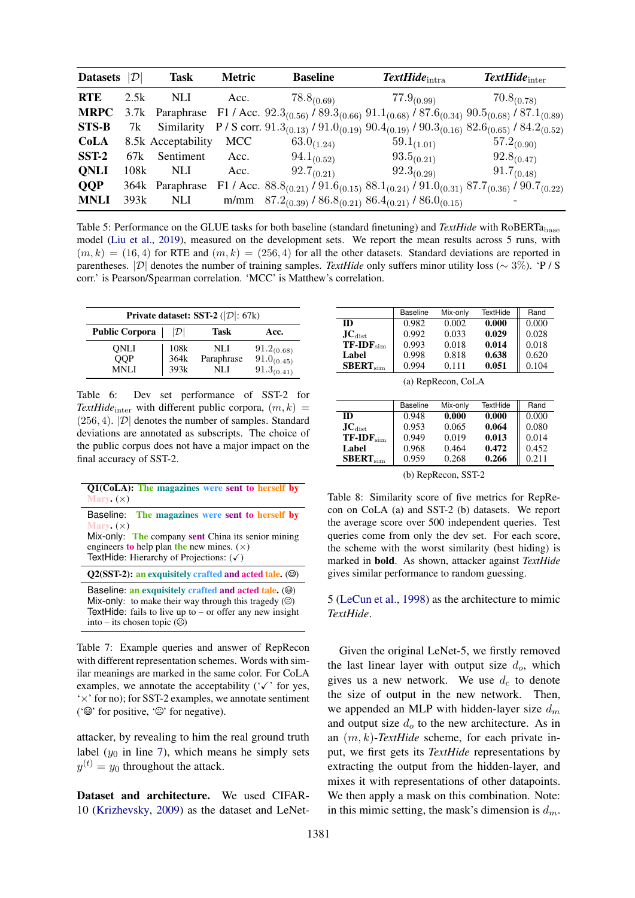| Datasets | $\|\mathcal{D}\|$ | Task | Metric | Baseline | *TextHide*$_{\text{intra}}$ | *TextHide*$_{\text{inter}}$ |
|---|---|---|---|---|---|---|
| **RTE** | 2.5k | NLI | Acc. | $78.8_{(0.69)}$ | $77.9_{(0.99)}$ | $70.8_{(0.78)}$ |
| **MRPC** | 3.7k | Paraphrase | F1 / Acc. | $92.3_{(0.56)}$ / $89.3_{(0.66)}$ | $91.1_{(0.68)}$ / $87.6_{(0.34)}$ | $90.5_{(0.68)}$ / $87.1_{(0.89)}$ |
| **STS-B** | 7k | Similarity | P / S corr. | $91.3_{(0.13)}$ / $91.0_{(0.19)}$ | $90.4_{(0.19)}$ / $90.3_{(0.16)}$ | $82.6_{(0.65)}$ / $84.2_{(0.52)}$ |
| **CoLA** | 8.5k | Acceptability | MCC | $63.0_{(1.24)}$ | $59.1_{(1.01)}$ | $57.2_{(0.90)}$ |
| **SST-2** | 67k | Sentiment | Acc. | $94.1_{(0.52)}$ | $93.5_{(0.21)}$ | $92.8_{(0.47)}$ |
| **QNLI** | 108k | NLI | Acc. | $92.7_{(0.21)}$ | $92.3_{(0.29)}$ | $91.7_{(0.48)}$ |
| **QQP** | 364k | Paraphrase | F1 / Acc. | $88.8_{(0.21)}$ / $91.6_{(0.15)}$ | $88.1_{(0.24)}$ / $91.0_{(0.31)}$ | $87.7_{(0.36)}$ / $90.7_{(0.22)}$ |
| **MNLI** | 393k | NLI | m/mm | $87.2_{(0.39)}$ / $86.8_{(0.21)}$ | $86.4_{(0.21)}$ / $86.0_{(0.15)}$ | - |

Table 5: Performance on the GLUE tasks for both baseline (standard finetuning) and *TextHide* with RoBERTa$_{\text{base}}$ model (Liu et al., 2019), measured on the development sets. We report the mean results across 5 runs, with $(m, k) = (16, 4)$ for RTE and $(m, k) = (256, 4)$ for all the other datasets. Standard deviations are reported in parentheses. $|\mathcal{D}|$ denotes the number of training samples. *TextHide* only suffers minor utility loss ($\sim 3\%$). 'P / S corr.' is Pearson/Spearman correlation. 'MCC' is Matthew's correlation.

| Private dataset: SST-2 ($\|\mathcal{D}\|$: 67k) | | | |
|---|---|---|---|
| **Public Corpora** | $\|\mathcal{D}\|$ | **Task** | **Acc.** |
| QNLI | 108k | NLI | $91.2_{(0.68)}$ |
| QQP | 364k | Paraphrase | $91.0_{(0.45)}$ |
| MNLI | 393k | NLI | $91.3_{(0.41)}$ |

Table 6: Dev set performance of SST-2 for *TextHide*$_{\text{inter}}$ with different public corpora, $(m, k) = (256, 4)$. $|\mathcal{D}|$ denotes the number of samples. Standard deviations are annotated as subscripts. The choice of the public corpus does not have a major impact on the final accuracy of SST-2.

**Q1(CoLA): The magazines were sent to herself by Mary.** (×)

Baseline: **The magazines were sent to herself by Mary.** (×)
Mix-only: The company sent China its senior mining engineers to help plan the new mines. (×)
TextHide: Hierarchy of Projections: (✓)

**Q2(SST-2): an exquisitely crafted and acted tale.** (☺)

Baseline: **an exquisitely crafted and acted tale.** (☺)
Mix-only: to make their way through this tragedy (☹)
TextHide: fails to live up to – or offer any new insight into – its chosen topic (☹)

Table 7: Example queries and answer of RepRecon with different representation schemes. Words with similar meanings are marked in the same color. For CoLA examples, we annotate the acceptability ('✓' for yes, '×' for no); for SST-2 examples, we annotate sentiment ('☺' for positive, '☹' for negative).

attacker, by revealing to him the real ground truth label ($y_0$ in line 7), which means he simply sets $y^{(t)} = y_0$ throughout the attack.

**Dataset and architecture.** We used CIFAR-10 (Krizhevsky, 2009) as the dataset and LeNet-5 (LeCun et al., 1998) as the architecture to mimic *TextHide*.

Given the original LeNet-5, we firstly removed the last linear layer with output size $d_o$, which gives us a new network. We use $d_c$ to denote the size of output in the new network. Then, we appended an MLP with hidden-layer size $d_m$ and output size $d_o$ to the new architecture. As in an $(m, k)$-*TextHide* scheme, for each private input, we first gets its *TextHide* representations by extracting the output from the hidden-layer, and mixes it with representations of other datapoints. We then apply a mask on this combination. Note: in this mimic setting, the mask's dimension is $d_m$.

| | Baseline | Mix-only | TextHide | Rand |
|---|---|---|---|---|
| **ID** | 0.982 | 0.002 | **0.000** | 0.000 |
| **JC**$_{\text{dist}}$ | 0.992 | 0.033 | **0.029** | 0.028 |
| **TF-IDF**$_{\text{sim}}$ | 0.993 | 0.018 | **0.014** | 0.018 |
| **Label** | 0.998 | 0.818 | **0.638** | 0.620 |
| **SBERT**$_{\text{sim}}$ | 0.994 | 0.111 | **0.051** | 0.104 |

(a) RepRecon, CoLA

| | Baseline | Mix-only | TextHide | Rand |
|---|---|---|---|---|
| **ID** | 0.948 | **0.000** | **0.000** | 0.000 |
| **JC**$_{\text{dist}}$ | 0.953 | 0.065 | **0.064** | 0.080 |
| **TF-IDF**$_{\text{sim}}$ | 0.949 | 0.019 | **0.013** | 0.014 |
| **Label** | 0.968 | 0.464 | **0.472** | 0.452 |
| **SBERT**$_{\text{sim}}$ | 0.959 | 0.268 | **0.266** | 0.211 |

(b) RepRecon, SST-2

Table 8: Similarity score of five metrics for RepRecon on CoLA (a) and SST-2 (b) datasets. We report the average score over 500 independent queries. Test queries come from only the dev set. For each score, the scheme with the worst similarity (best hiding) is marked in **bold**. As shown, attacker against *TextHide* gives similar performance to random guessing.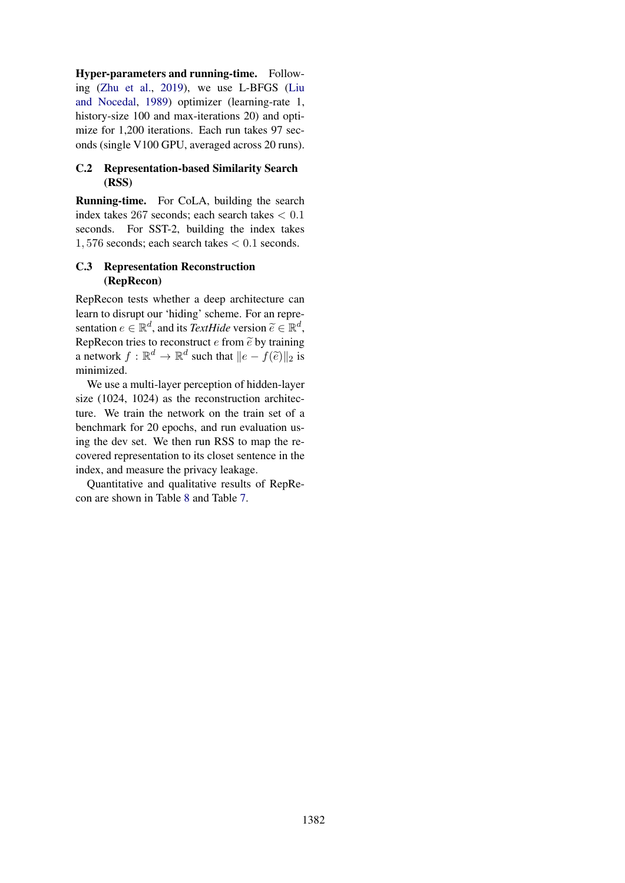**Hyper-parameters and running-time.** Following (Zhu et al., 2019), we use L-BFGS (Liu and Nocedal, 1989) optimizer (learning-rate 1, history-size 100 and max-iterations 20) and optimize for 1,200 iterations. Each run takes 97 seconds (single V100 GPU, averaged across 20 runs).

### C.2 Representation-based Similarity Search (RSS)

**Running-time.** For CoLA, building the search index takes 267 seconds; each search takes $< 0.1$ seconds. For SST-2, building the index takes $1,576$ seconds; each search takes $< 0.1$ seconds.

### C.3 Representation Reconstruction (RepRecon)

RepRecon tests whether a deep architecture can learn to disrupt our 'hiding' scheme. For an representation $e \in \mathbb{R}^d$, and its *TextHide* version $\widetilde{e} \in \mathbb{R}^d$, RepRecon tries to reconstruct $e$ from $\widetilde{e}$ by training a network $f : \mathbb{R}^d \rightarrow \mathbb{R}^d$ such that $\|e - f(\widetilde{e})\|_2$ is minimized.

We use a multi-layer perception of hidden-layer size (1024, 1024) as the reconstruction architecture. We train the network on the train set of a benchmark for 20 epochs, and run evaluation using the dev set. We then run RSS to map the recovered representation to its closet sentence in the index, and measure the privacy leakage.

Quantitative and qualitative results of RepRecon are shown in Table 8 and Table 7.